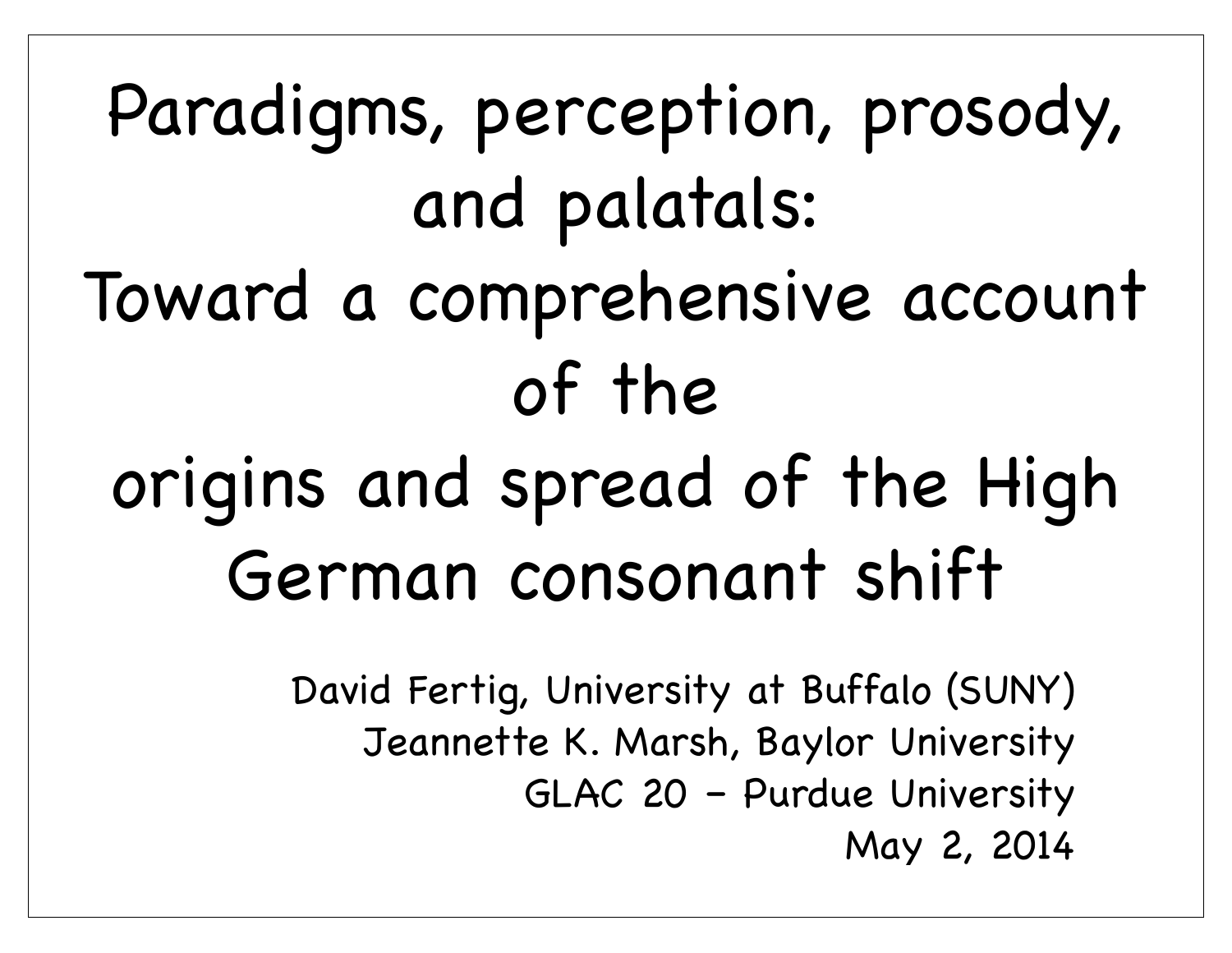# Paradigms, perception, prosody, and palatals: Toward a comprehensive account of the origins and spread of the High German consonant shift

David Fertig, University at Buffalo (SUNY)

Jeannette K. Marsh, Baylor University

GLAC 20 – Purdue University

May 2, 2014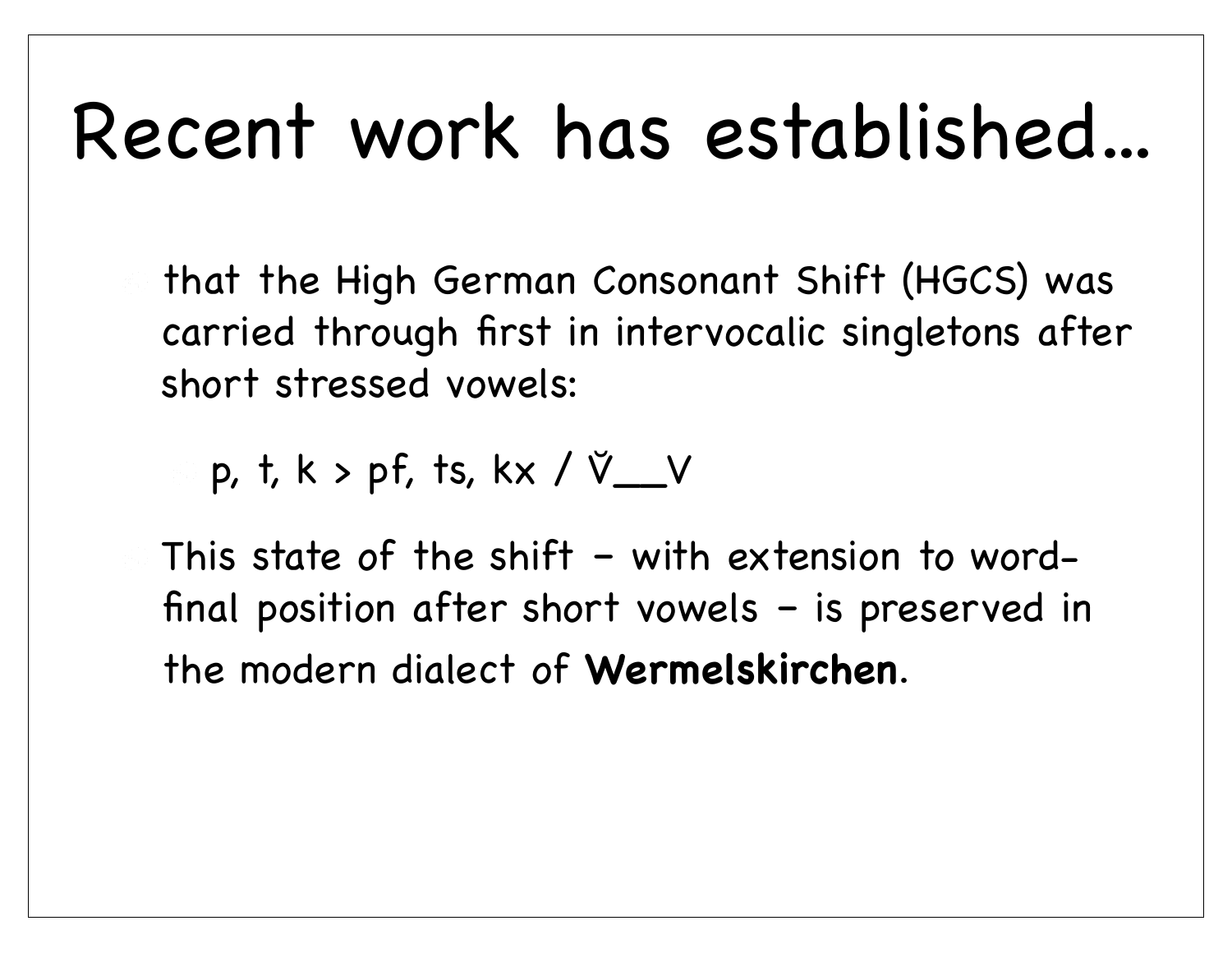# Recent work has established...

- that the High German Consonant Shift (HGCS) was carried through first in intervocalic singletons after short stressed vowels:
  - p, t, k > pf, ts, kx / V̆__V
- This state of the shift – with extension to word-final position after short vowels – is preserved in the modern dialect of **Wermelskirchen**.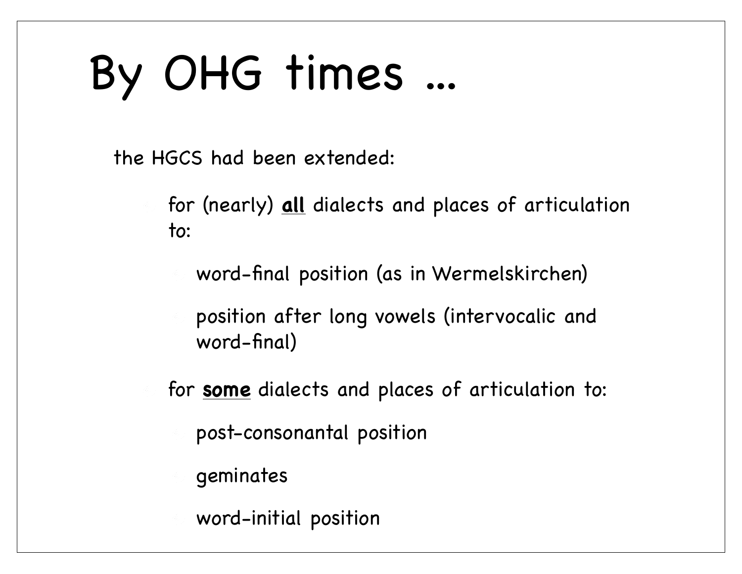# By OHG times ...

the HGCS had been extended:

- for (nearly) **<u>all</u>** dialects and places of articulation to:
  - word-final position (as in Wermelskirchen)
  - position after long vowels (intervocalic and word-final)
- for **<u>some</u>** dialects and places of articulation to:
  - post-consonantal position
  - geminates
  - word-initial position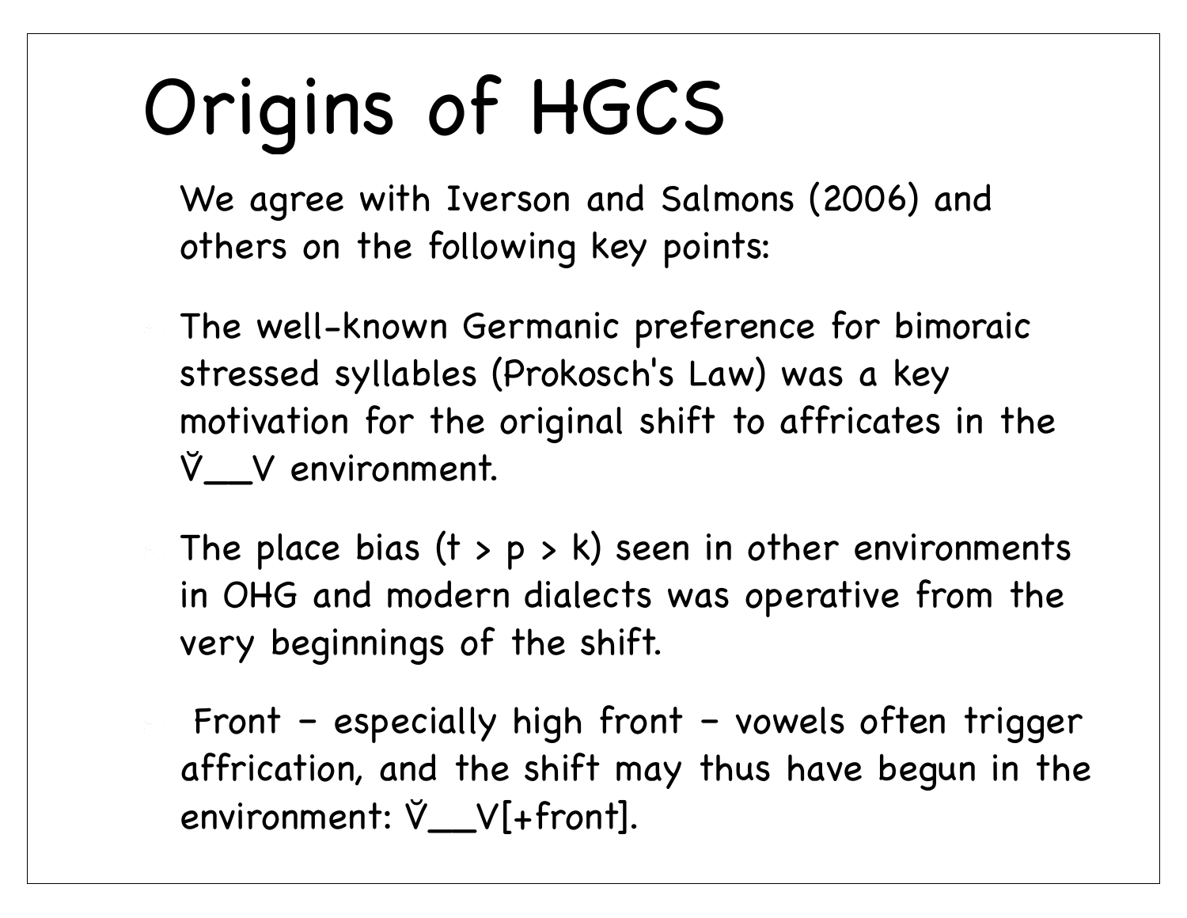# Origins of HGCS

We agree with Iverson and Salmons (2006) and others on the following key points:

- The well-known Germanic preference for bimoraic stressed syllables (Prokosch's Law) was a key motivation for the original shift to affricates in the V̆__V environment.
- The place bias (t > p > k) seen in other environments in OHG and modern dialects was operative from the very beginnings of the shift.
- Front – especially high front – vowels often trigger affrication, and the shift may thus have begun in the environment: V̆__V[+front].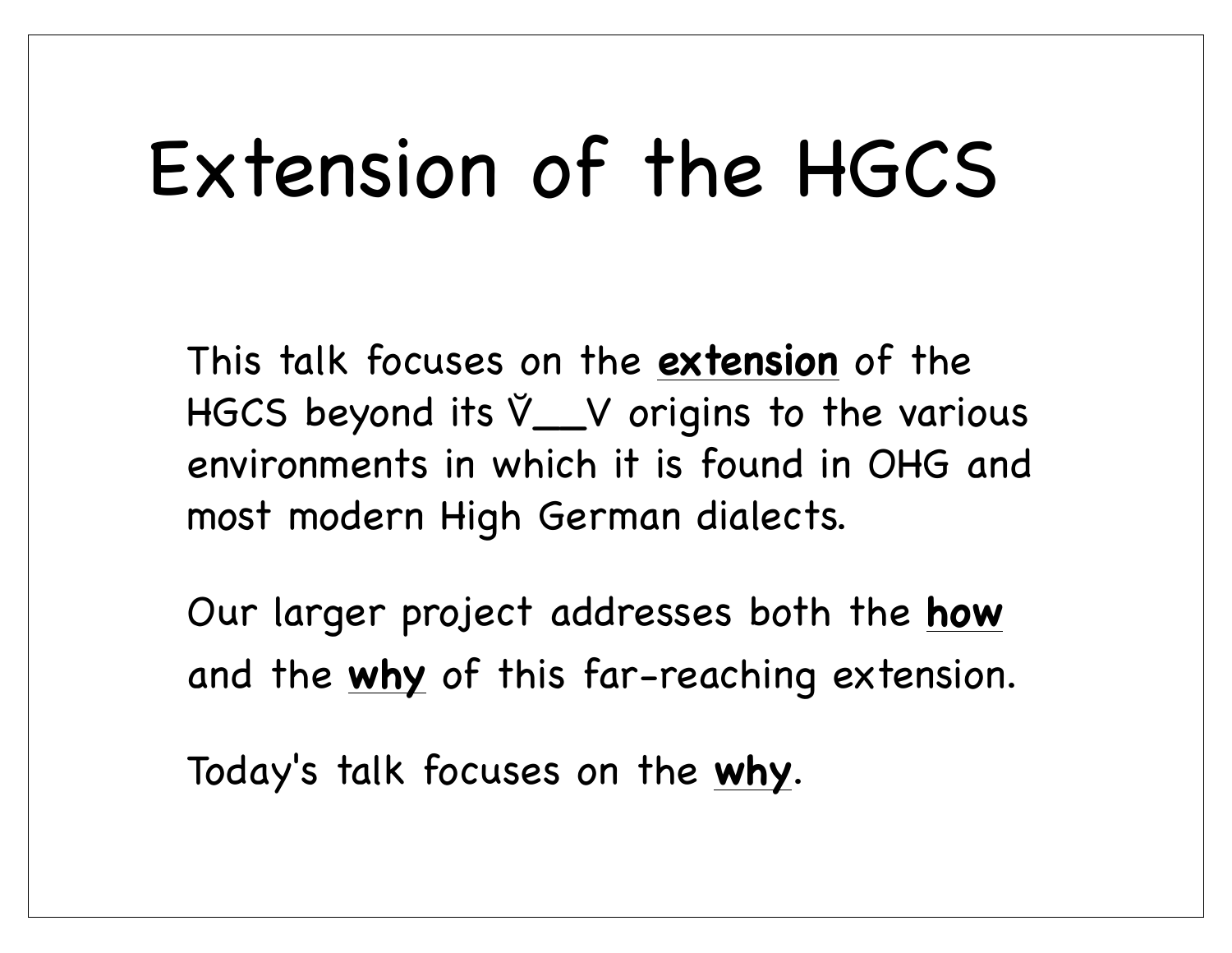# Extension of the HGCS

This talk focuses on the **extension** of the HGCS beyond its V̆__V origins to the various environments in which it is found in OHG and most modern High German dialects.

Our larger project addresses both the **how** and the **why** of this far-reaching extension.

Today's talk focuses on the **why**.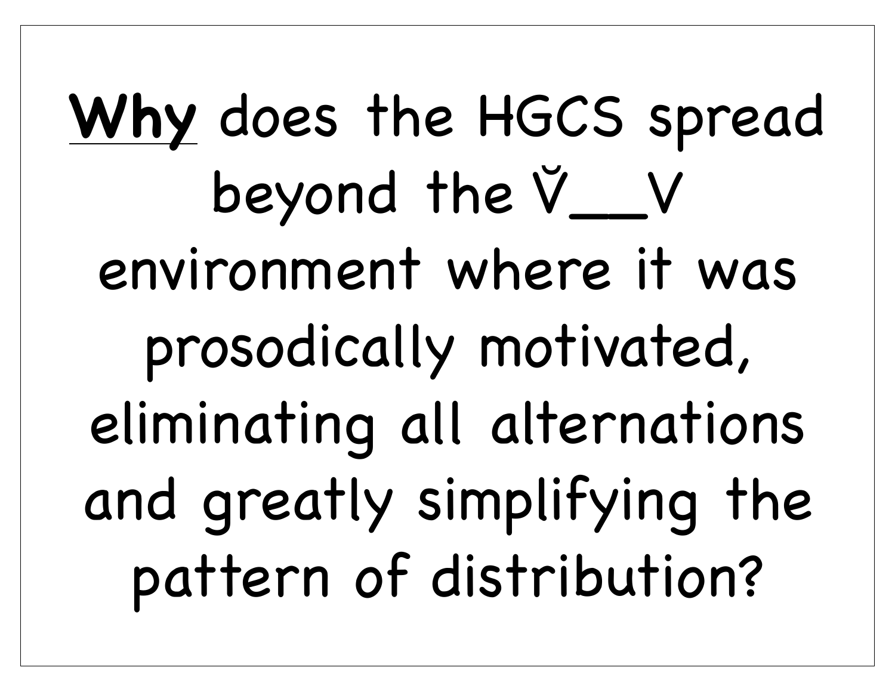<u>**Why**</u> does the HGCS spread beyond the V̆__V environment where it was prosodically motivated, eliminating all alternations and greatly simplifying the pattern of distribution?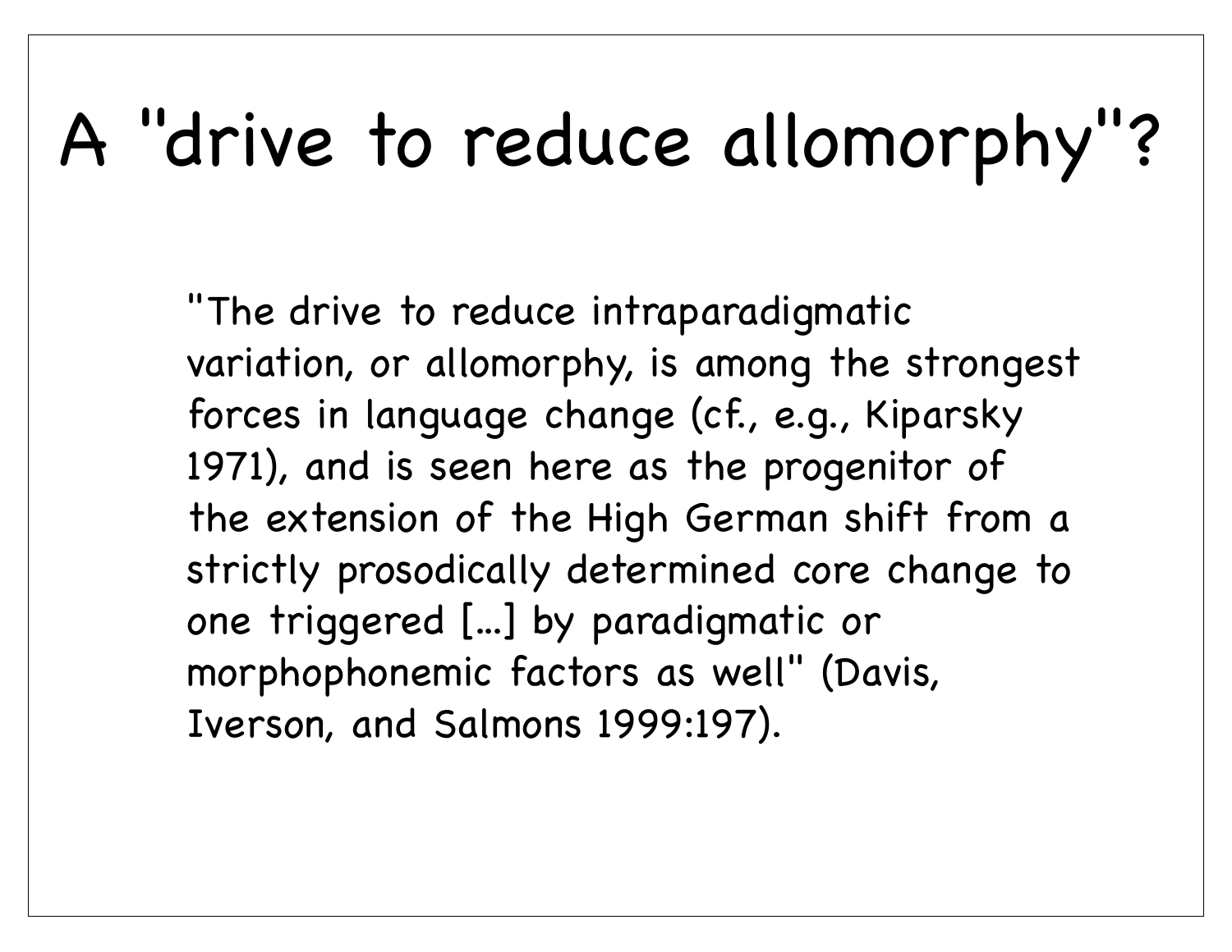# A "drive to reduce allomorphy"?

"The drive to reduce intraparadigmatic variation, or allomorphy, is among the strongest forces in language change (cf., e.g., Kiparsky 1971), and is seen here as the progenitor of the extension of the High German shift from a strictly prosodically determined core change to one triggered [...] by paradigmatic or morphophonemic factors as well" (Davis, Iverson, and Salmons 1999:197).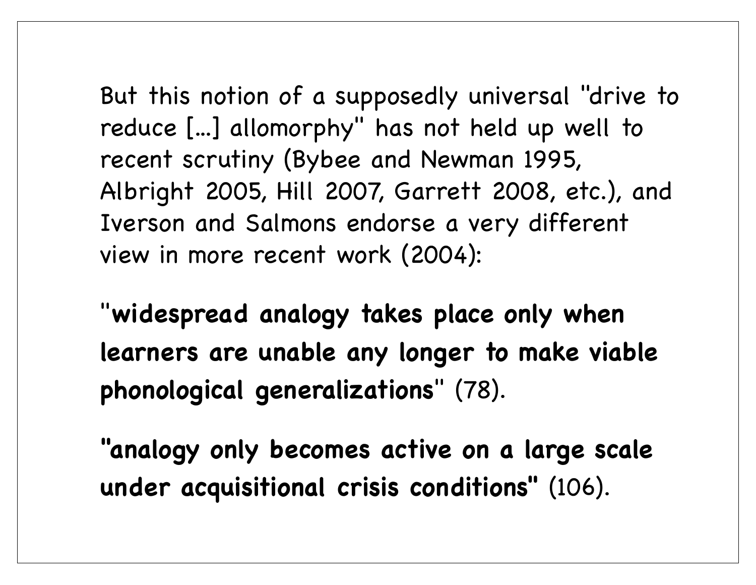But this notion of a supposedly universal "drive to reduce [...] allomorphy" has not held up well to recent scrutiny (Bybee and Newman 1995, Albright 2005, Hill 2007, Garrett 2008, etc.), and Iverson and Salmons endorse a very different view in more recent work (2004):

"**widespread analogy takes place only when learners are unable any longer to make viable phonological generalizations**" (78).

**"analogy only becomes active on a large scale under acquisitional crisis conditions"** (106).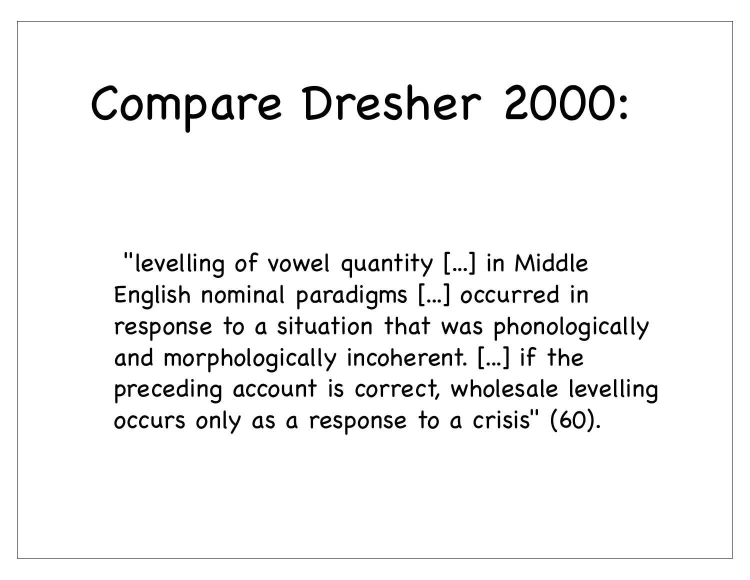# Compare Dresher 2000:

"levelling of vowel quantity [...] in Middle English nominal paradigms [...] occurred in response to a situation that was phonologically and morphologically incoherent. [...] if the preceding account is correct, wholesale levelling occurs only as a response to a crisis" (60).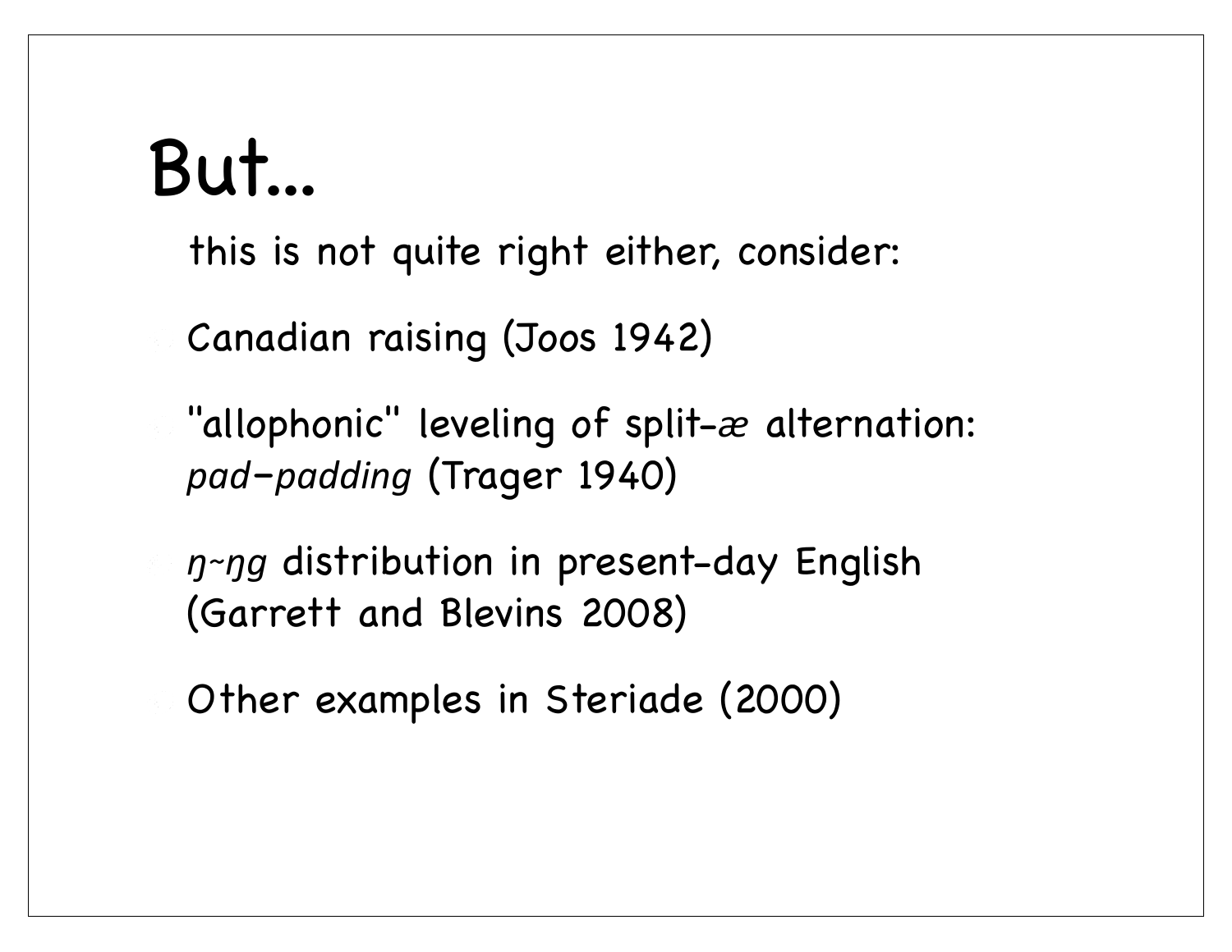# But...

this is not quite right either, consider:

- Canadian raising (Joos 1942)
- "allophonic" leveling of split-*æ* alternation: *pad–padding* (Trager 1940)
- *ŋ~ŋg* distribution in present-day English (Garrett and Blevins 2008)
- Other examples in Steriade (2000)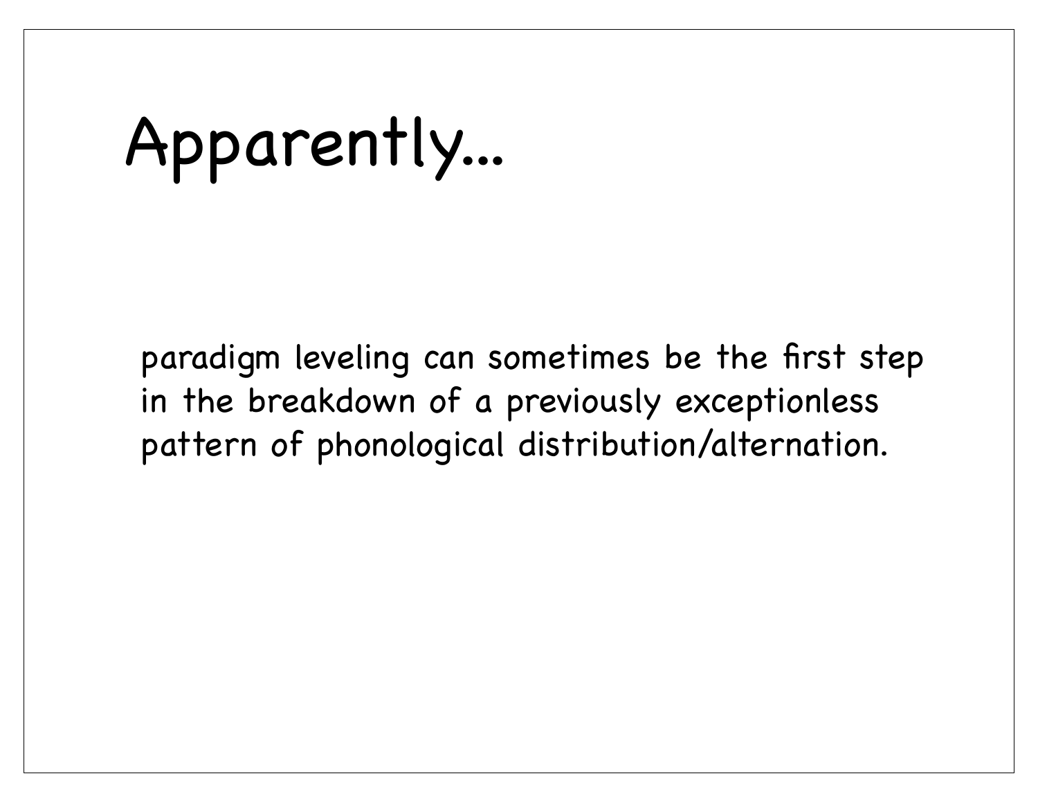# Apparently...

paradigm leveling can sometimes be the first step in the breakdown of a previously exceptionless pattern of phonological distribution/alternation.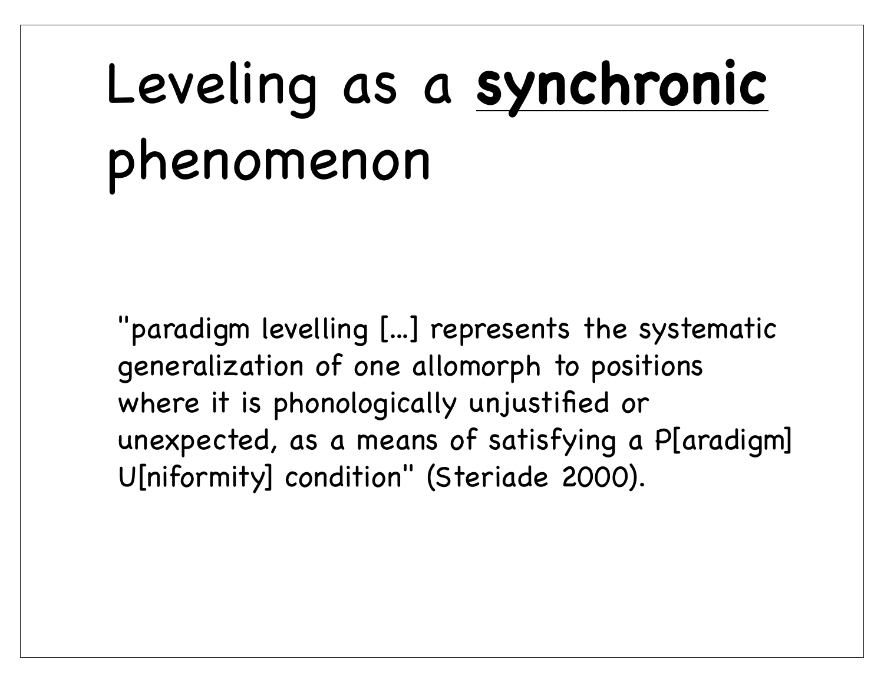# Leveling as a **synchronic** phenomenon

"paradigm levelling [...] represents the systematic generalization of one allomorph to positions where it is phonologically unjustified or unexpected, as a means of satisfying a P[aradigm] U[niformity] condition" (Steriade 2000).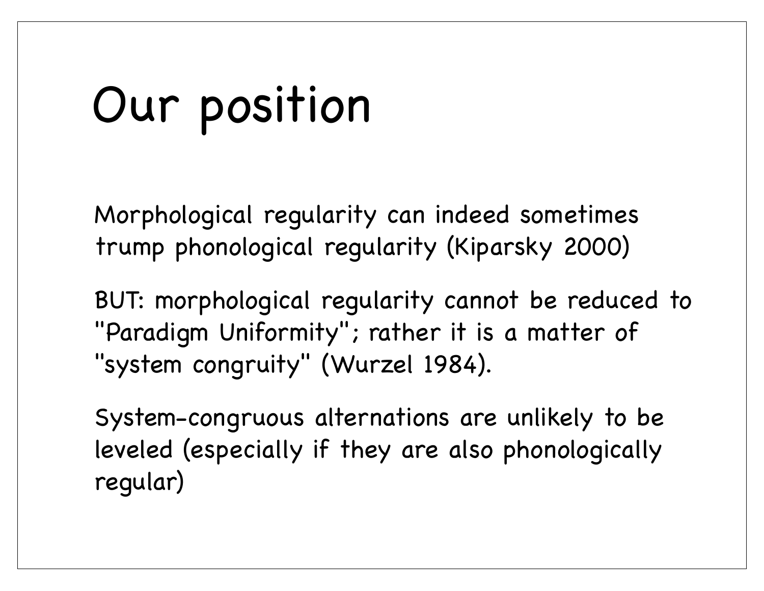# Our position

Morphological regularity can indeed sometimes trump phonological regularity (Kiparsky 2000)

BUT: morphological regularity cannot be reduced to "Paradigm Uniformity"; rather it is a matter of "system congruity" (Wurzel 1984).

System-congruous alternations are unlikely to be leveled (especially if they are also phonologically regular)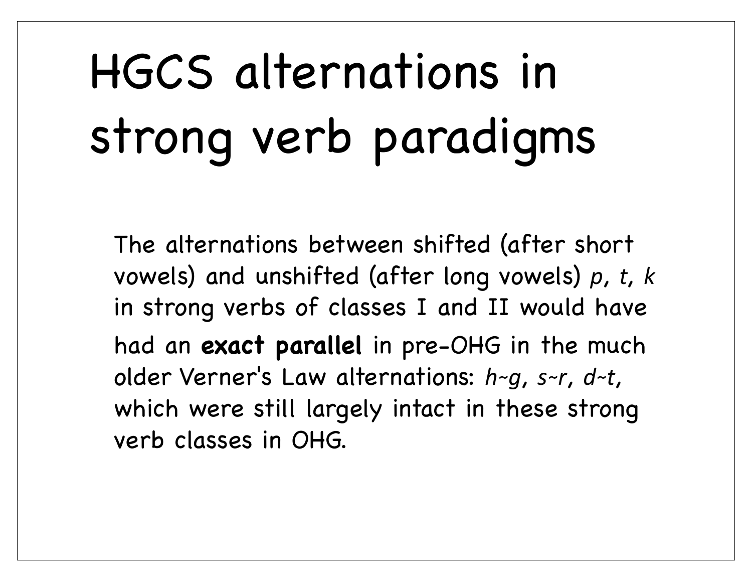# HGCS alternations in strong verb paradigms

The alternations between shifted (after short vowels) and unshifted (after long vowels) *p*, *t*, *k* in strong verbs of classes I and II would have had an **exact parallel** in pre-OHG in the much older Verner's Law alternations: *h~g*, *s~r*, *d~t*, which were still largely intact in these strong verb classes in OHG.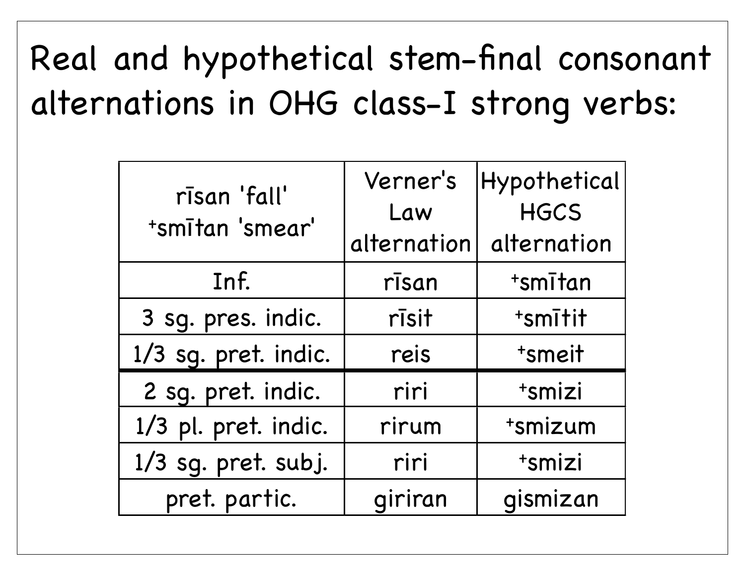# Real and hypothetical stem-final consonant alternations in OHG class-I strong verbs:

| rīsan 'fall' +smītan 'smear' | Verner's Law alternation | Hypothetical HGCS alternation |
|---|---|---|
| Inf. | rīsan | +smītan |
| 3 sg. pres. indic. | rīsit | +smītit |
| 1/3 sg. pret. indic. | reis | +smeit |
| 2 sg. pret. indic. | riri | +smizi |
| 1/3 pl. pret. indic. | rirum | +smizum |
| 1/3 sg. pret. subj. | riri | +smizi |
| pret. partic. | giriran | gismizan |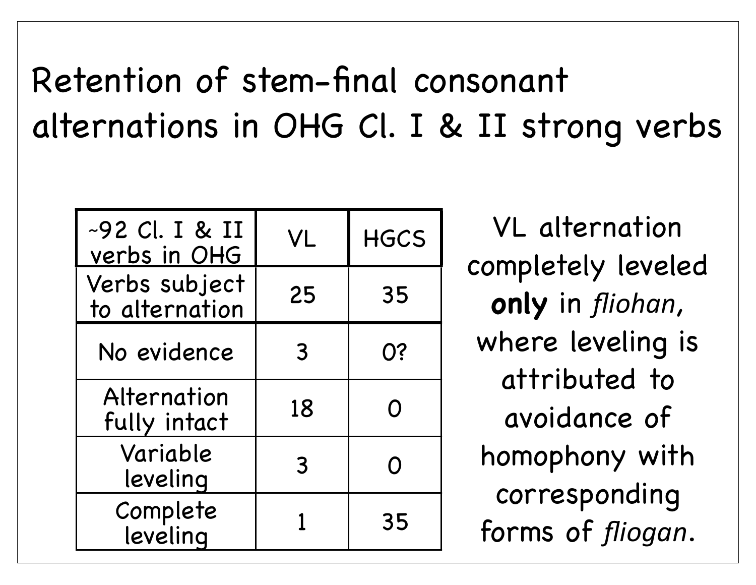# Retention of stem-final consonant alternations in OHG Cl. I & II strong verbs

| ~92 Cl. I & II verbs in OHG | VL | HGCS |
|---|---|---|
| Verbs subject to alternation | 25 | 35 |
| No evidence | 3 | 0? |
| Alternation fully intact | 18 | 0 |
| Variable leveling | 3 | 0 |
| Complete leveling | 1 | 35 |

VL alternation completely leveled **only** in *fliohan*, where leveling is attributed to avoidance of homophony with corresponding forms of *fliogan*.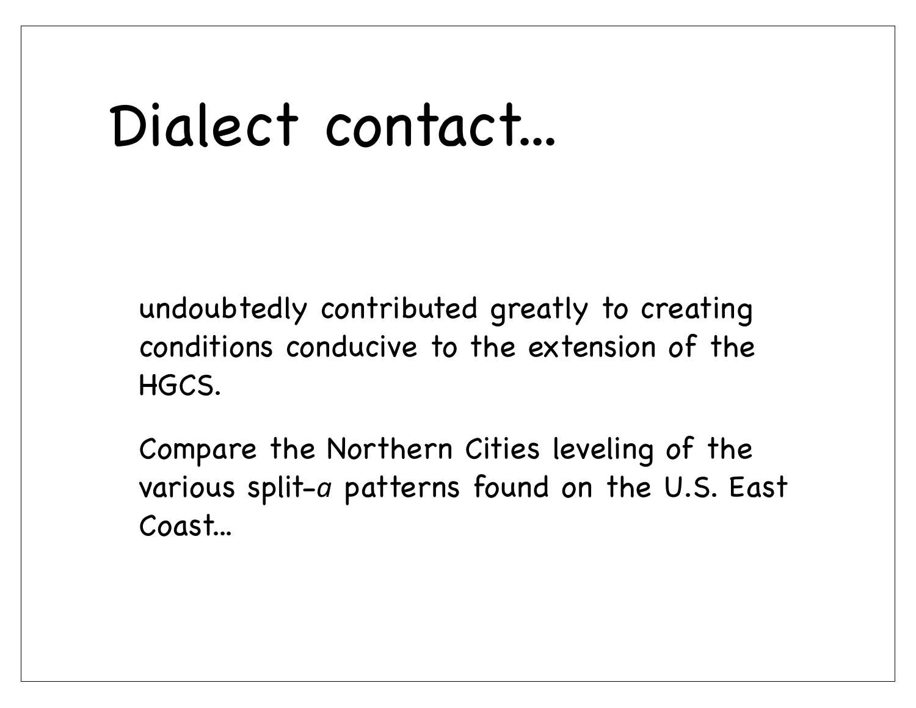# Dialect contact…

undoubtedly contributed greatly to creating conditions conducive to the extension of the HGCS.

Compare the Northern Cities leveling of the various split-*a* patterns found on the U.S. East Coast…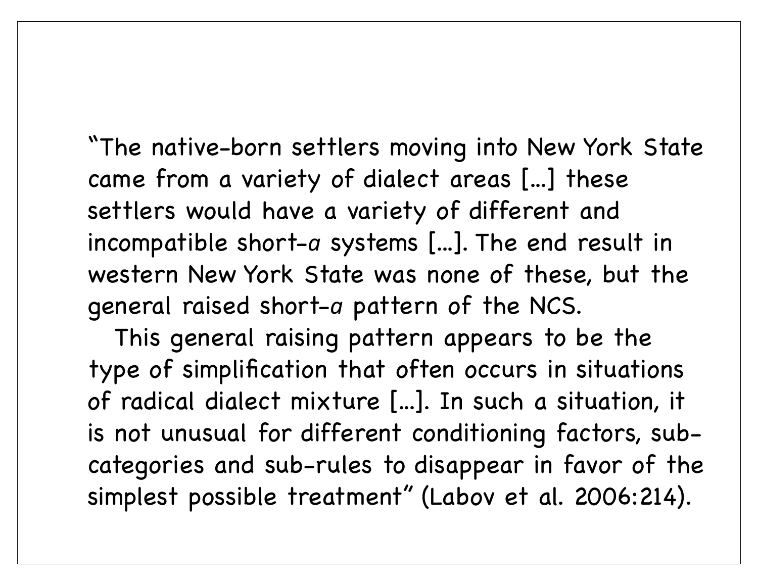"The native-born settlers moving into New York State came from a variety of dialect areas [...] these settlers would have a variety of different and incompatible short-*a* systems [...]. The end result in western New York State was none of these, but the general raised short-*a* pattern of the NCS.

This general raising pattern appears to be the type of simplification that often occurs in situations of radical dialect mixture [...]. In such a situation, it is not unusual for different conditioning factors, sub-categories and sub-rules to disappear in favor of the simplest possible treatment" (Labov et al. 2006:214).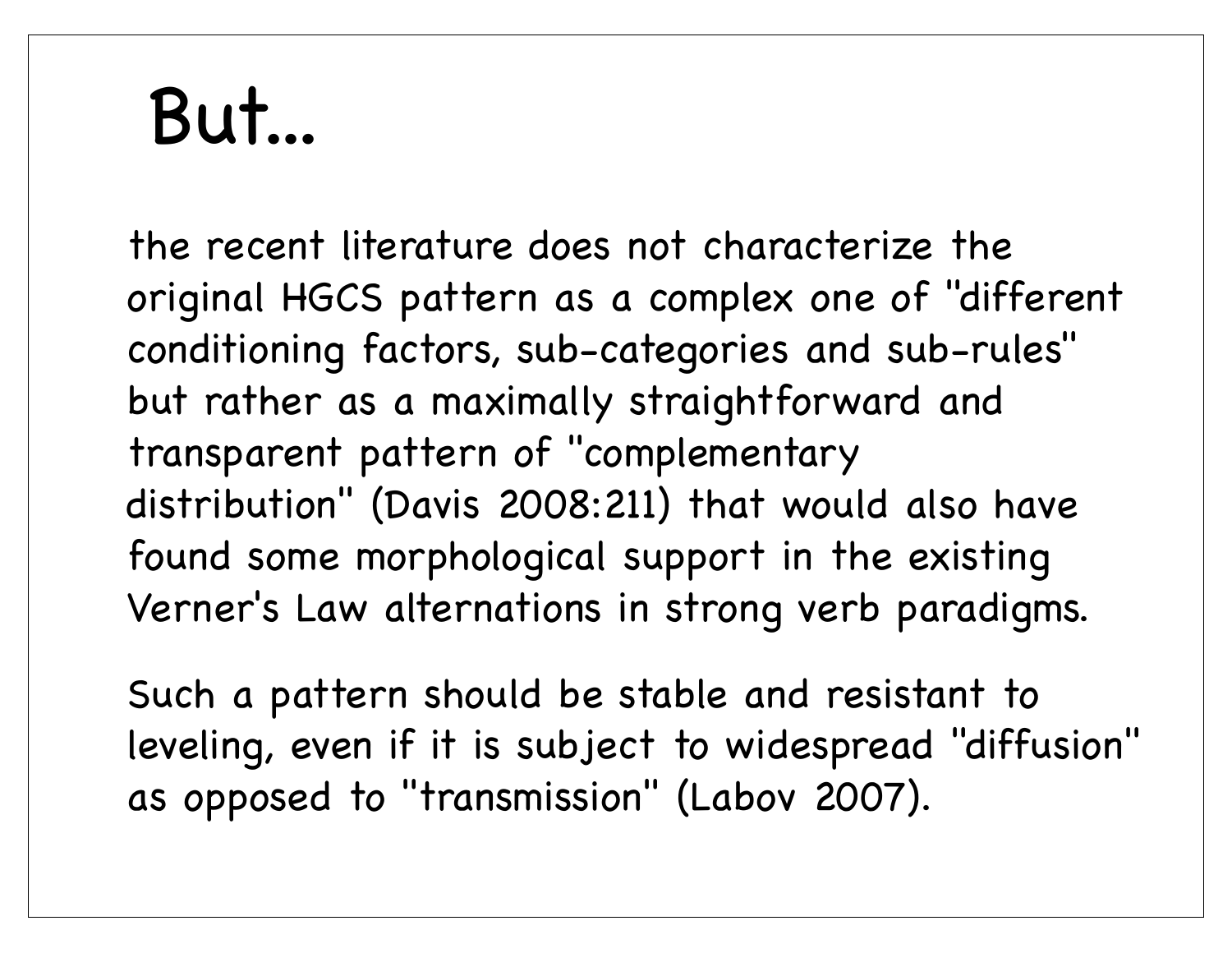# But...

the recent literature does not characterize the original HGCS pattern as a complex one of "different conditioning factors, sub-categories and sub-rules" but rather as a maximally straightforward and transparent pattern of "complementary distribution" (Davis 2008:211) that would also have found some morphological support in the existing Verner's Law alternations in strong verb paradigms.

Such a pattern should be stable and resistant to leveling, even if it is subject to widespread "diffusion" as opposed to "transmission" (Labov 2007).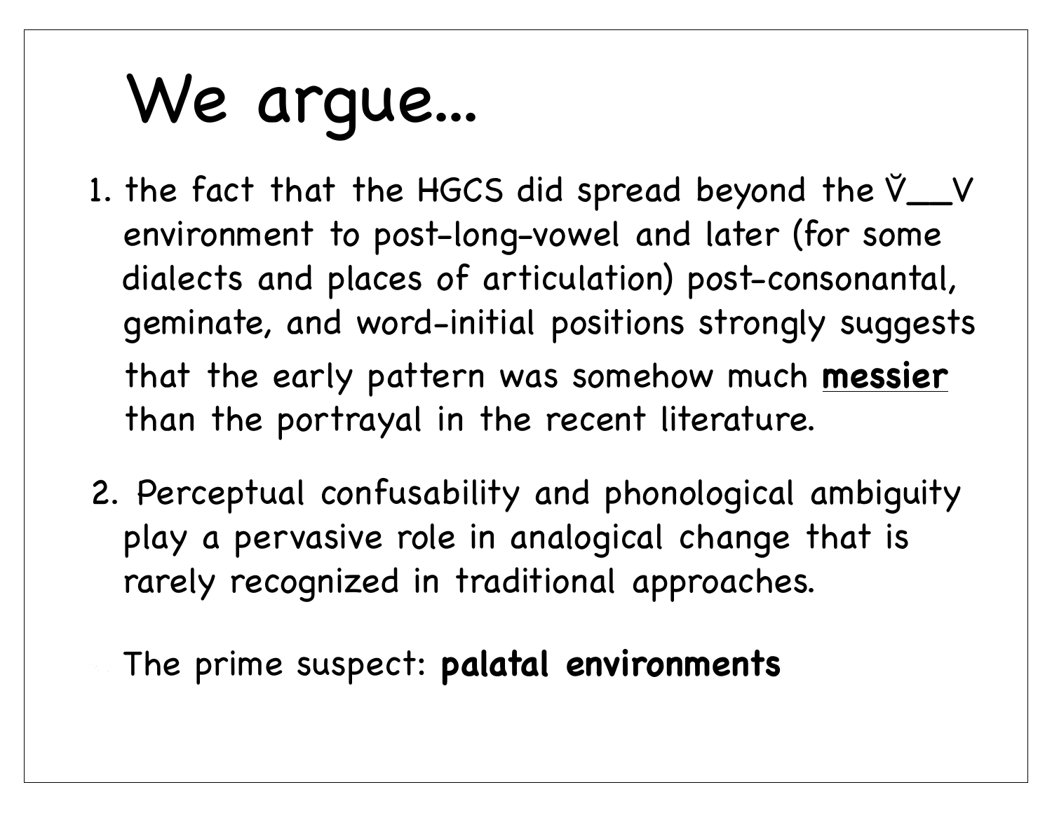# We argue...

1. the fact that the HGCS did spread beyond the V̆__V environment to post-long-vowel and later (for some dialects and places of articulation) post-consonantal, geminate, and word-initial positions strongly suggests that the early pattern was somehow much **messier** than the portrayal in the recent literature.

2. Perceptual confusability and phonological ambiguity play a pervasive role in analogical change that is rarely recognized in traditional approaches.

   The prime suspect: **palatal environments**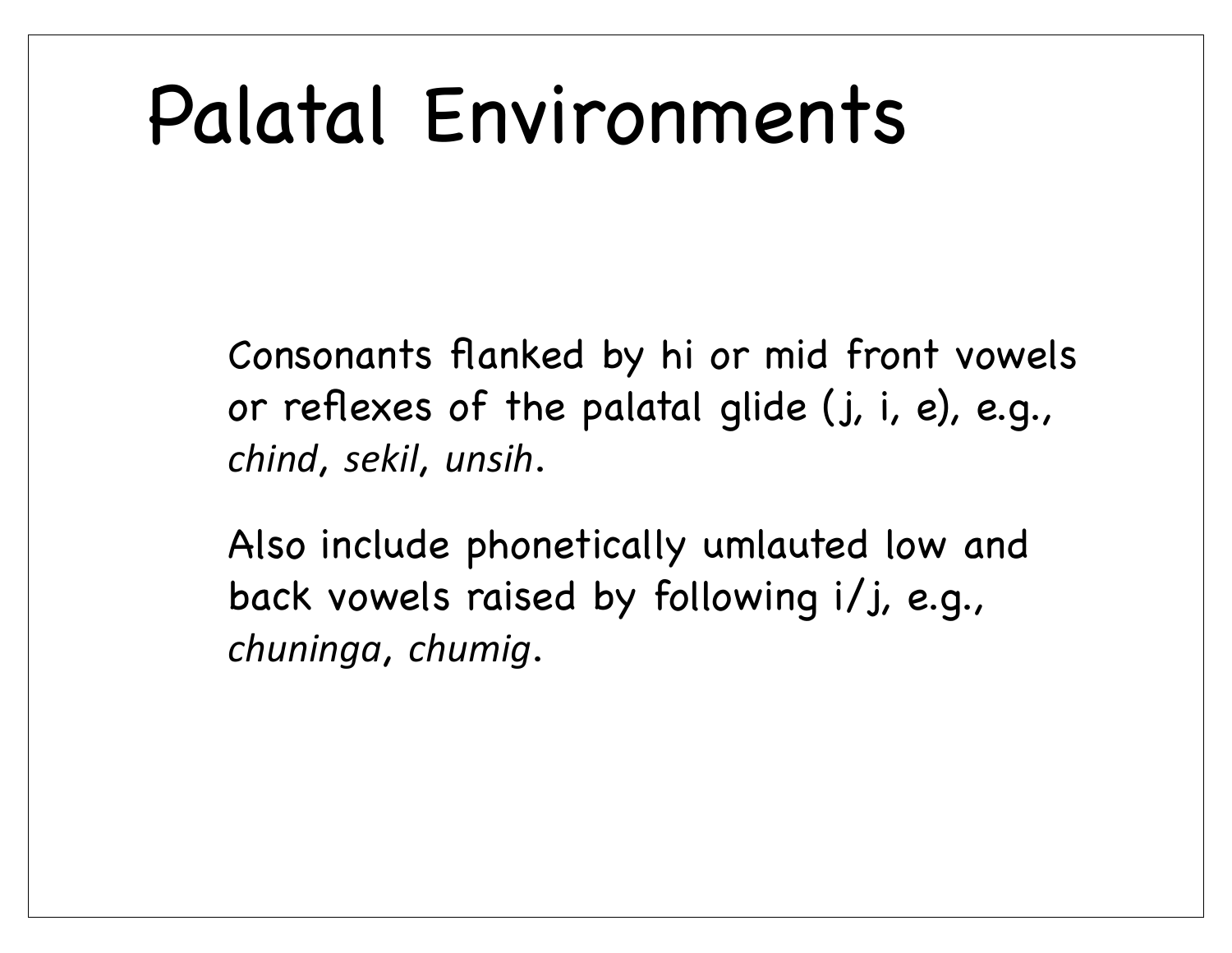# Palatal Environments

Consonants flanked by hi or mid front vowels or reflexes of the palatal glide (j, i, e), e.g., *chind*, *sekil*, *unsih*.

Also include phonetically umlauted low and back vowels raised by following i/j, e.g., *chuninga*, *chumig*.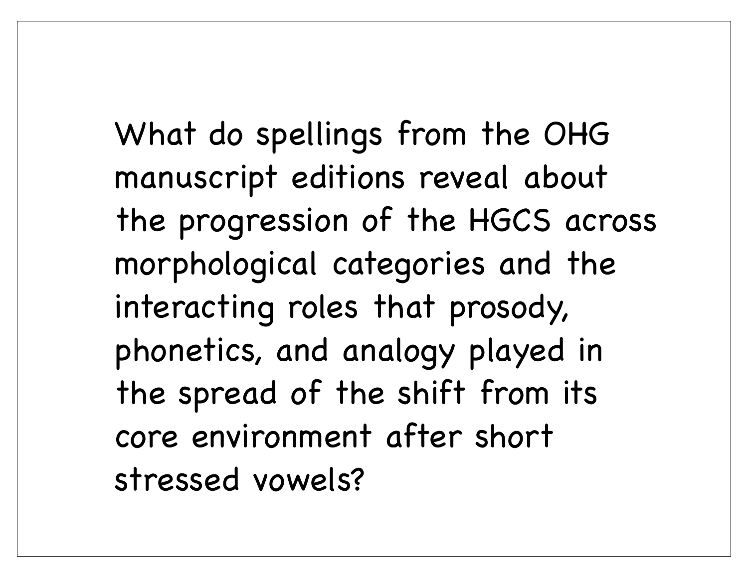What do spellings from the OHG manuscript editions reveal about the progression of the HGCS across morphological categories and the interacting roles that prosody, phonetics, and analogy played in the spread of the shift from its core environment after short stressed vowels?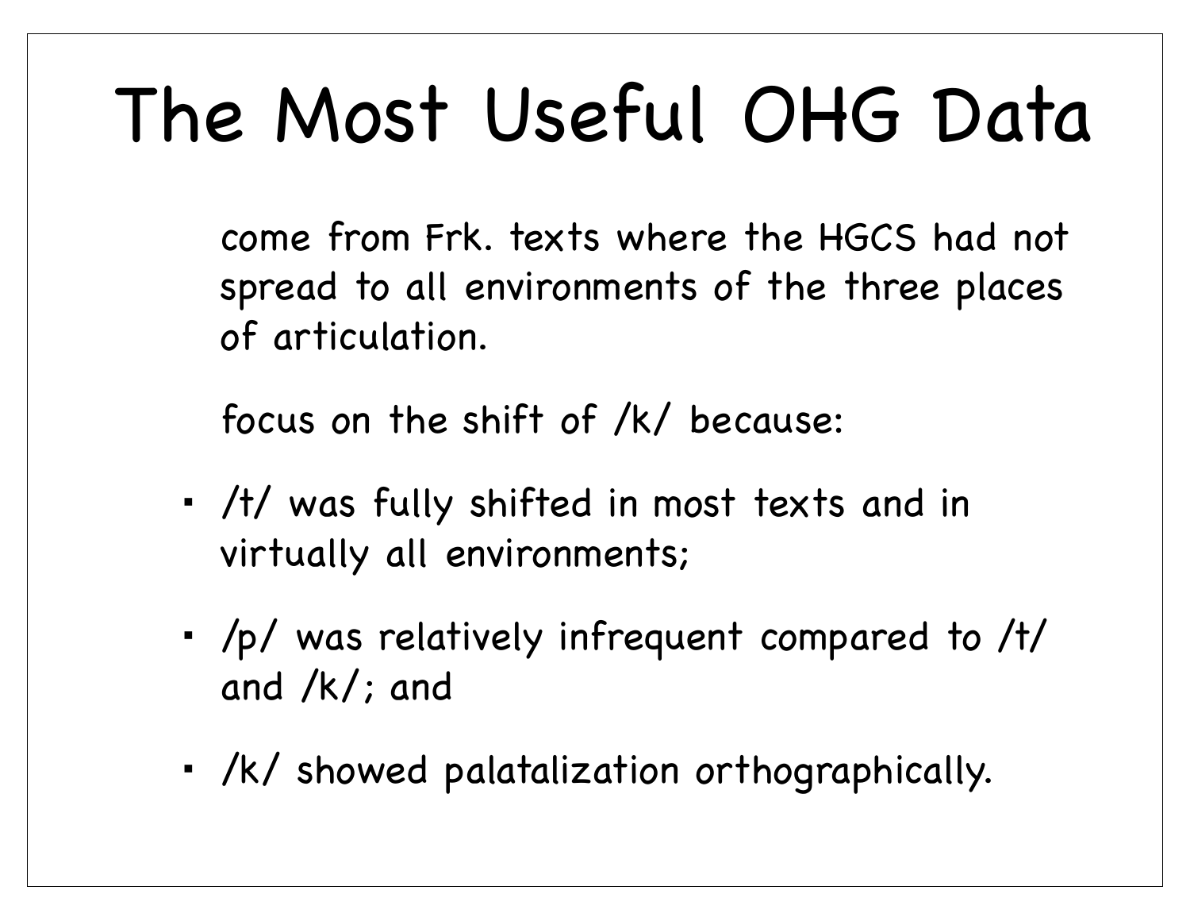# The Most Useful OHG Data

come from Frk. texts where the HGCS had not spread to all environments of the three places of articulation.

focus on the shift of /k/ because:

- /t/ was fully shifted in most texts and in virtually all environments;
- /p/ was relatively infrequent compared to /t/ and /k/; and
- /k/ showed palatalization orthographically.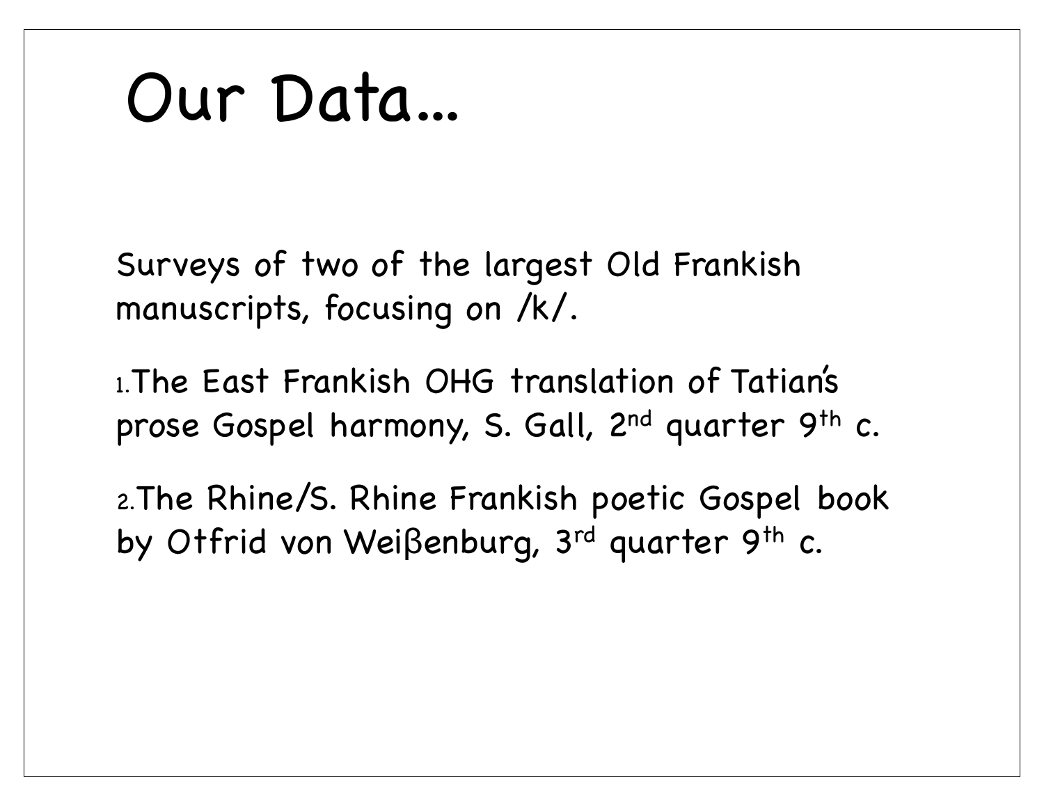# Our Data…

Surveys of two of the largest Old Frankish manuscripts, focusing on /k/.

1. The East Frankish OHG translation of Tatian's prose Gospel harmony, S. Gall, 2nd quarter 9th c.

2. The Rhine/S. Rhine Frankish poetic Gospel book by Otfrid von Weiβenburg, 3rd quarter 9th c.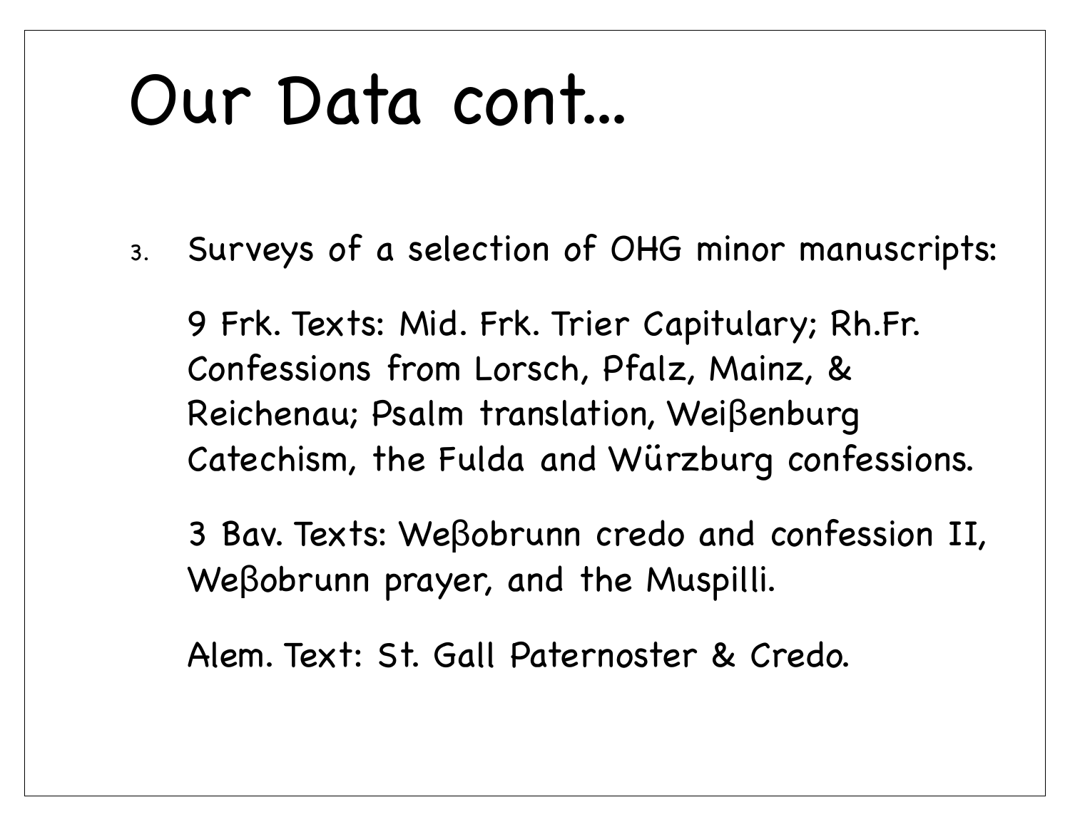# Our Data cont...

3. Surveys of a selection of OHG minor manuscripts:

   9 Frk. Texts: Mid. Frk. Trier Capitulary; Rh.Fr. Confessions from Lorsch, Pfalz, Mainz, & Reichenau; Psalm translation, Weiβenburg Catechism, the Fulda and Würzburg confessions.

   3 Bav. Texts: Weβobrunn credo and confession II, Weβobrunn prayer, and the Muspilli.

   Alem. Text: St. Gall Paternoster & Credo.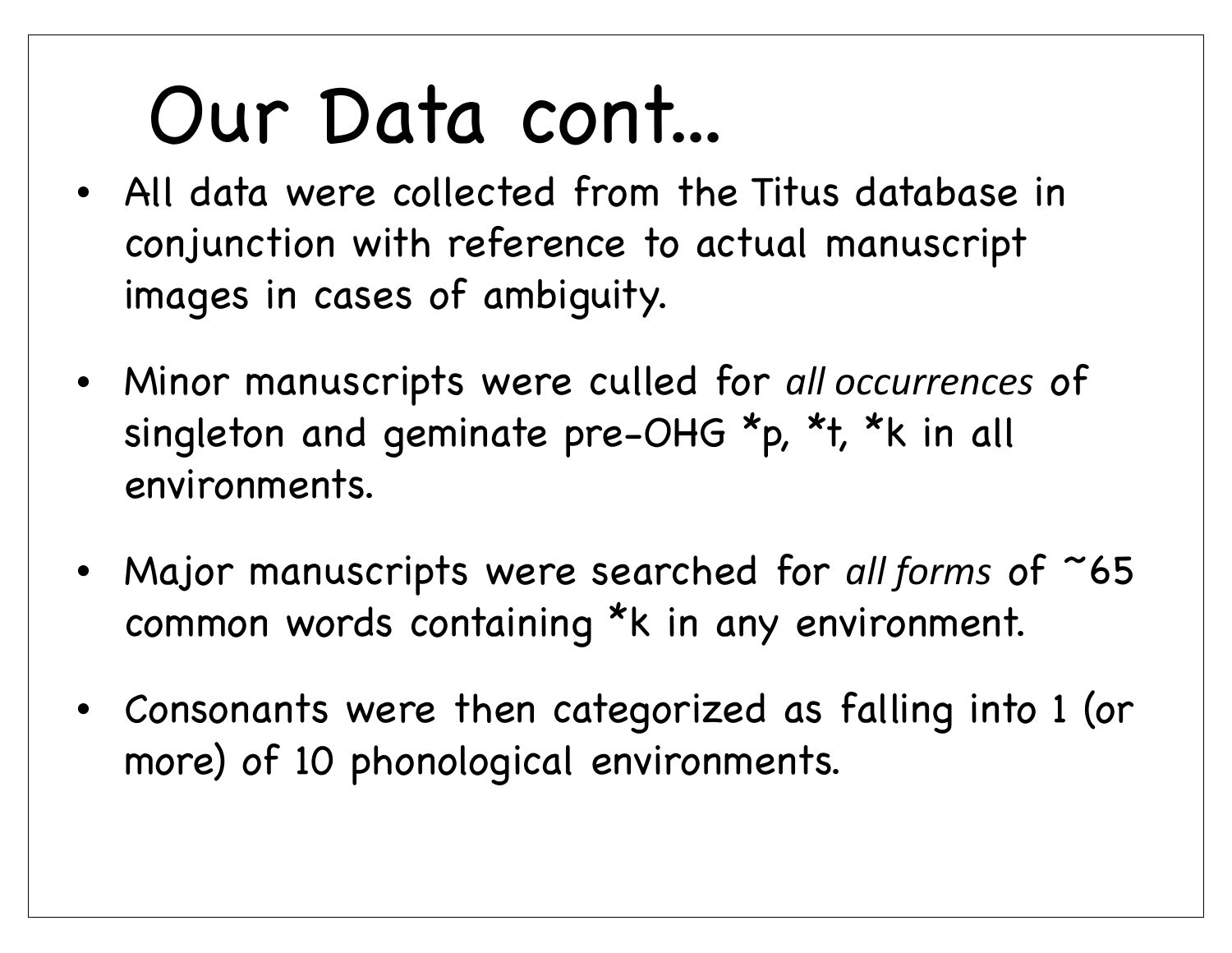# Our Data cont...

- All data were collected from the Titus database in conjunction with reference to actual manuscript images in cases of ambiguity.
- Minor manuscripts were culled for *all occurrences* of singleton and geminate pre-OHG *p, *t, *k in all environments.
- Major manuscripts were searched for *all forms* of ~65 common words containing *k in any environment.
- Consonants were then categorized as falling into 1 (or more) of 10 phonological environments.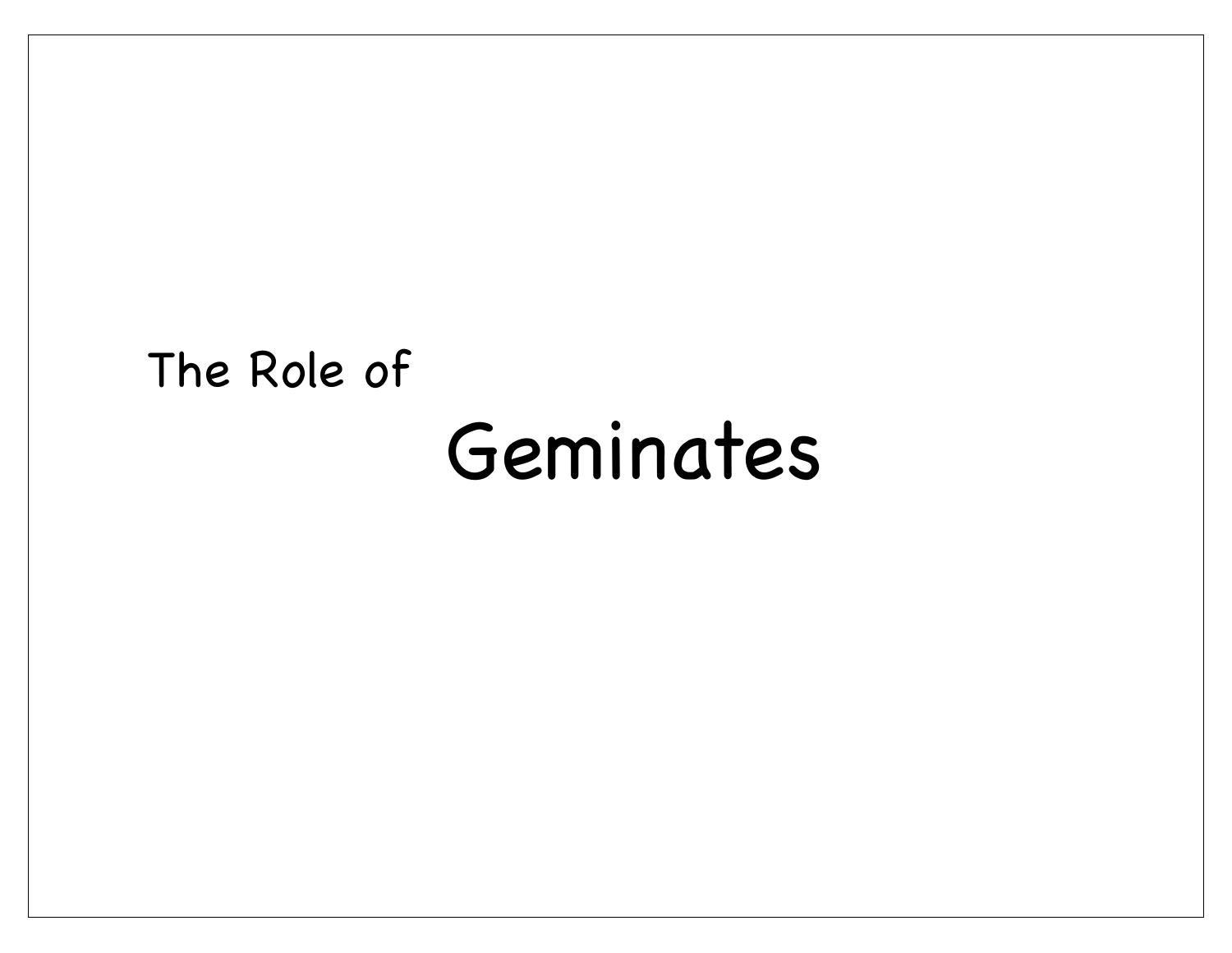The Role of

# Geminates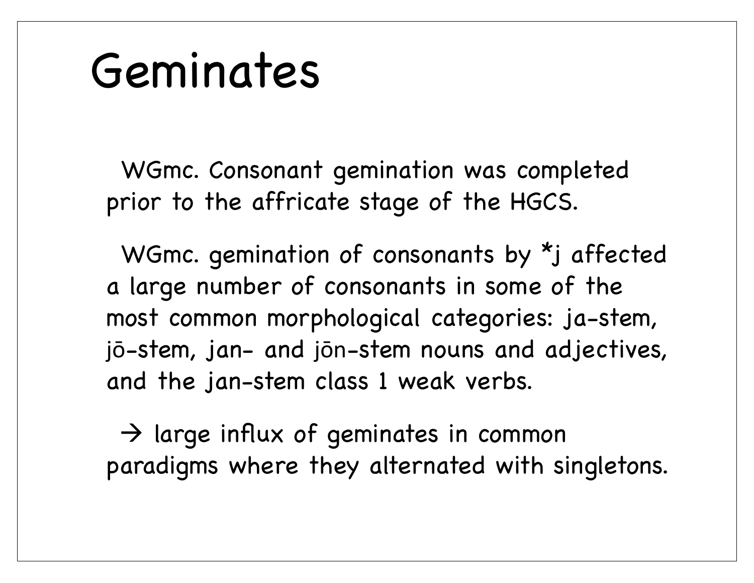# Geminates

WGmc. Consonant gemination was completed prior to the affricate stage of the HGCS.

WGmc. gemination of consonants by *j affected a large number of consonants in some of the most common morphological categories: ja-stem, jō-stem, jan- and jōn-stem nouns and adjectives, and the jan-stem class 1 weak verbs.

→ large influx of geminates in common paradigms where they alternated with singletons.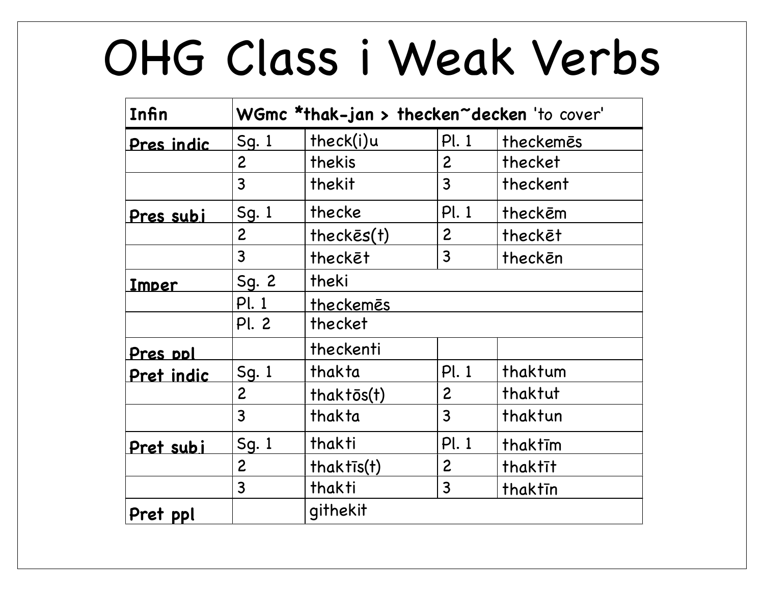# OHG Class i Weak Verbs

| Infin | WGmc *thak-jan > thecken~decken 'to cover' | | | |
|---|---|---|---|---|
| **Pres indic** | Sg. 1 | theck(i)u | Pl. 1 | theckemēs |
| | 2 | thekis | 2 | thecket |
| | 3 | thekit | 3 | theckent |
| **Pres subj** | Sg. 1 | thecke | Pl. 1 | theckēm |
| | 2 | theckēs(t) | 2 | theckēt |
| | 3 | theckēt | 3 | theckēn |
| **Imper** | Sg. 2 | theki | | |
| | Pl. 1 | theckemēs | | |
| | Pl. 2 | thecket | | |
| **Pres ppl** | | theckenti | | |
| **Pret indic** | Sg. 1 | thakta | Pl. 1 | thaktum |
| | 2 | thaktōs(t) | 2 | thaktut |
| | 3 | thakta | 3 | thaktun |
| **Pret subj** | Sg. 1 | thakti | Pl. 1 | thaktīm |
| | 2 | thaktīs(t) | 2 | thaktīt |
| | 3 | thakti | 3 | thaktīn |
| **Pret ppl** | | githekit | | |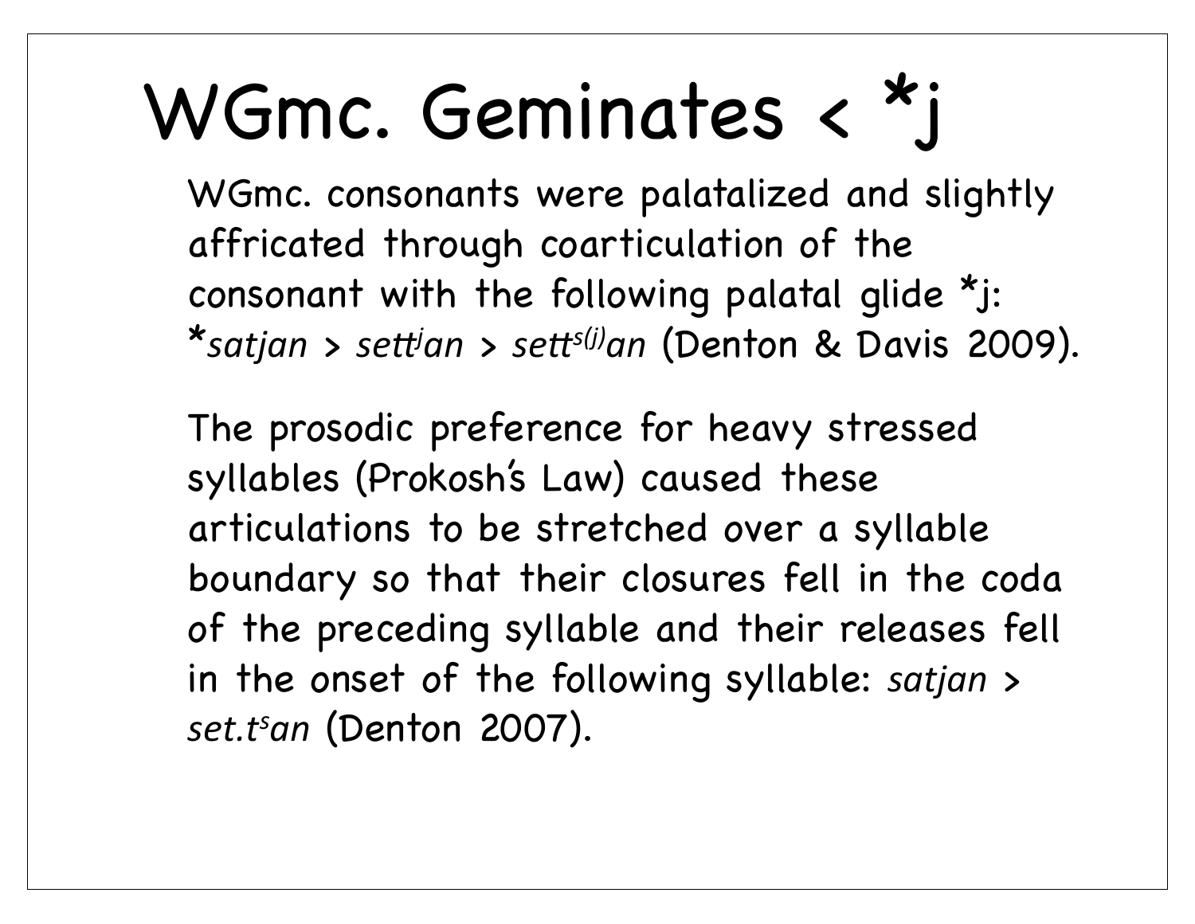# WGmc. Geminates < *j

WGmc. consonants were palatalized and slightly affricated through coarticulation of the consonant with the following palatal glide *j: **satjan* > *sett$^{j}$an* > *sett$^{s(j)}$an* (Denton & Davis 2009).

The prosodic preference for heavy stressed syllables (Prokosh's Law) caused these articulations to be stretched over a syllable boundary so that their closures fell in the coda of the preceding syllable and their releases fell in the onset of the following syllable: *satjan* > *set.t$^{s}$an* (Denton 2007).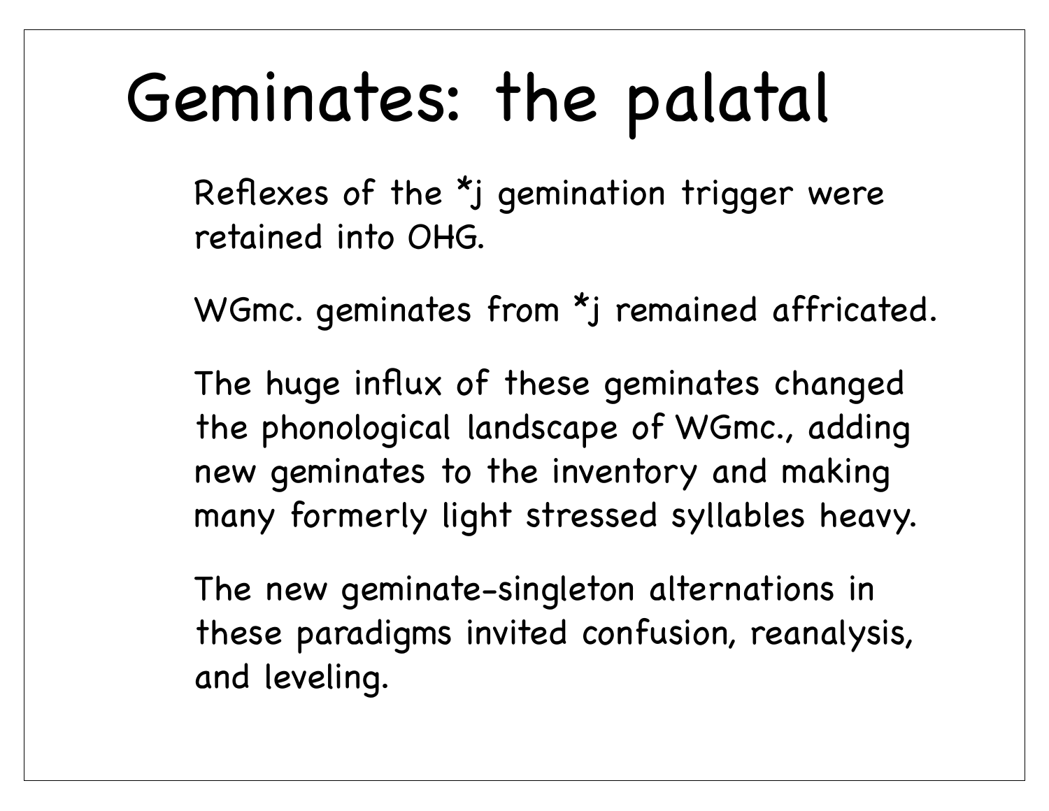# Geminates: the palatal

Reflexes of the *j gemination trigger were retained into OHG.

WGmc. geminates from *j remained affricated.

The huge influx of these geminates changed the phonological landscape of WGmc., adding new geminates to the inventory and making many formerly light stressed syllables heavy.

The new geminate-singleton alternations in these paradigms invited confusion, reanalysis, and leveling.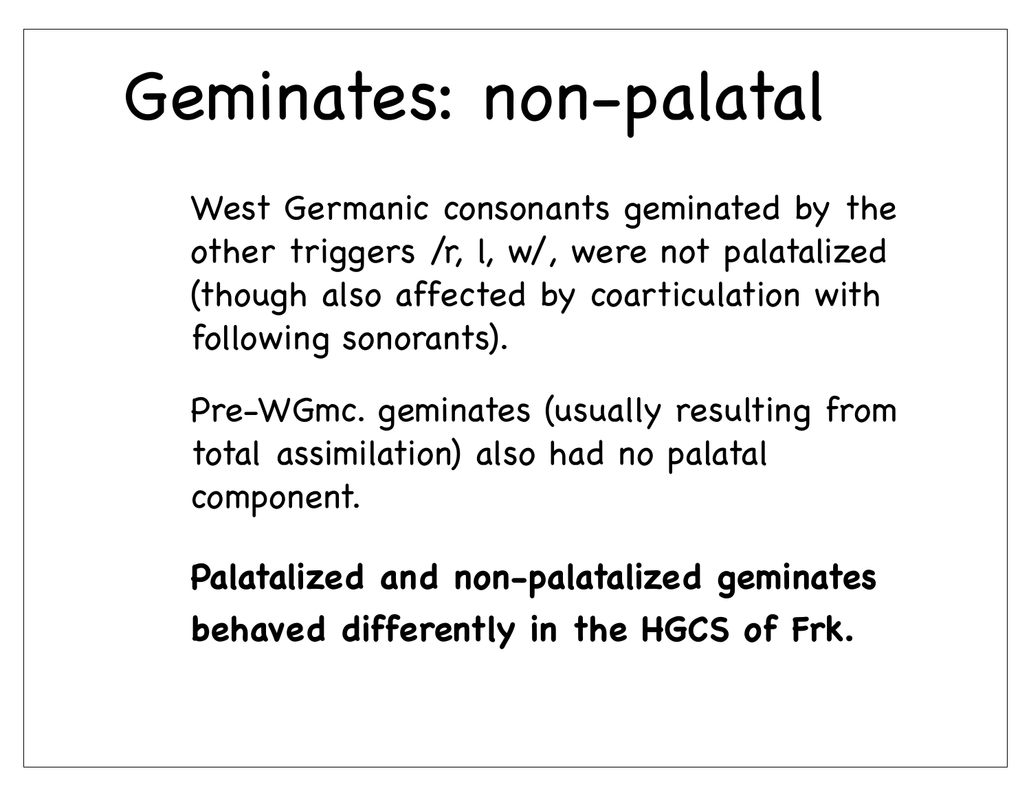# Geminates: non-palatal

West Germanic consonants geminated by the other triggers /r, l, w/, were not palatalized (though also affected by coarticulation with following sonorants).

Pre-WGmc. geminates (usually resulting from total assimilation) also had no palatal component.

**Palatalized and non-palatalized geminates behaved differently in the HGCS of Frk.**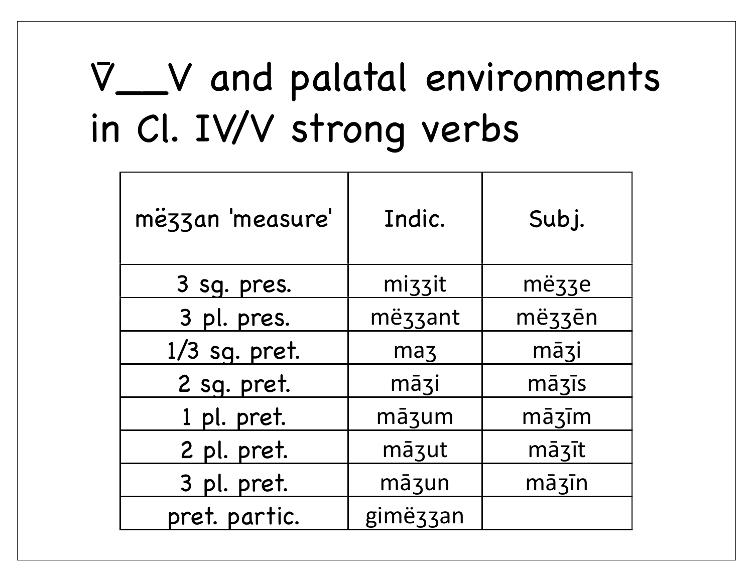# V̄__V and palatal environments in Cl. IV/V strong verbs

| mëȝȝan 'measure' | Indic. | Subj. |
|---|---|---|
| 3 sg. pres. | miȝȝit | mëȝȝe |
| 3 pl. pres. | mëȝȝant | mëȝȝēn |
| 1/3 sg. pret. | maȝ | māȝi |
| 2 sg. pret. | māȝi | māȝīs |
| 1 pl. pret. | māȝum | māȝīm |
| 2 pl. pret. | māȝut | māȝīt |
| 3 pl. pret. | māȝun | māȝīn |
| pret. partic. | gimëȝȝan | |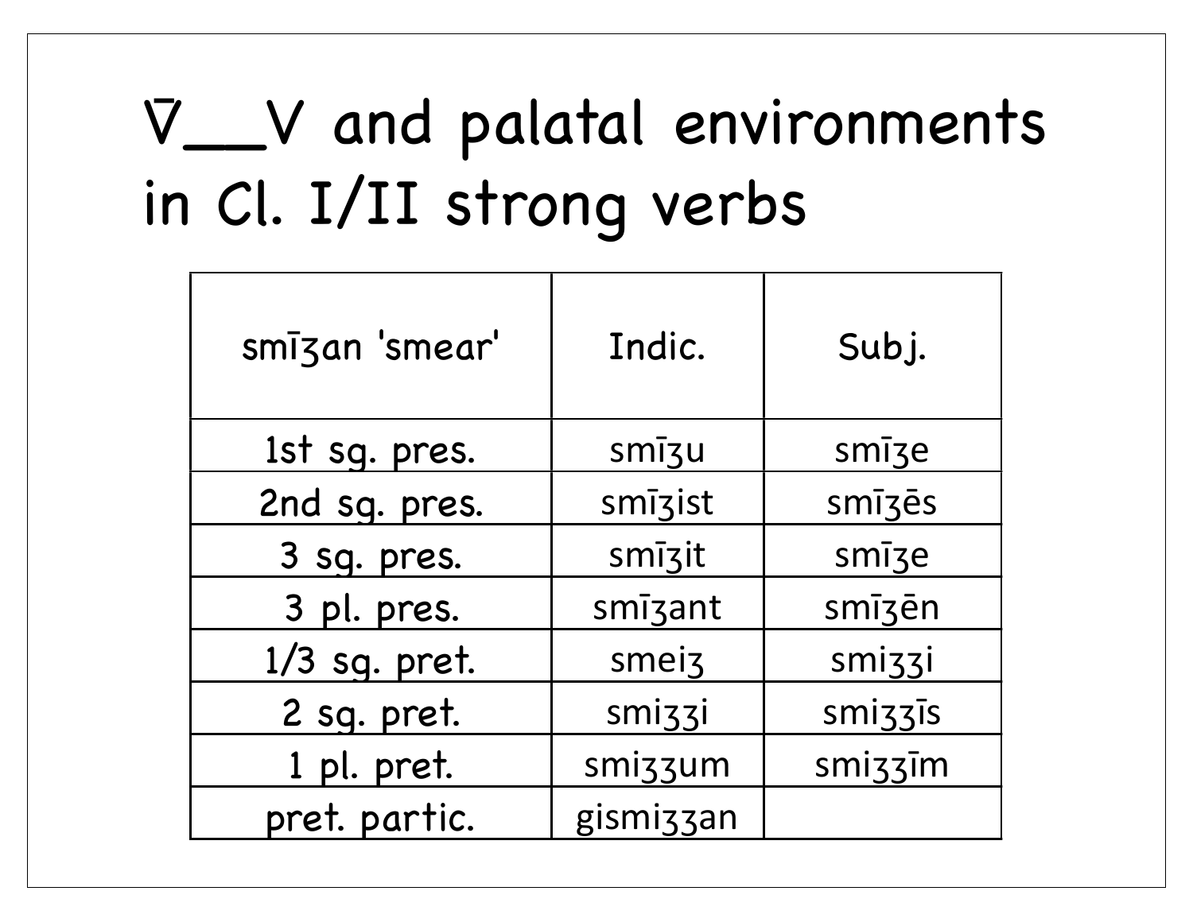# V̄__V and palatal environments in Cl. I/II strong verbs

| smīʒan 'smear' | Indic. | Subj. |
| --- | --- | --- |
| 1st sg. pres. | smīʒu | smīʒe |
| 2nd sg. pres. | smīʒist | smīʒēs |
| 3 sg. pres. | smīʒit | smīʒe |
| 3 pl. pres. | smīʒant | smīʒēn |
| 1/3 sg. pret. | smeiʒ | smiʒʒi |
| 2 sg. pret. | smiʒʒi | smiʒʒīs |
| 1 pl. pret. | smiʒʒum | smiʒʒīm |
| pret. partic. | gismiʒʒan | |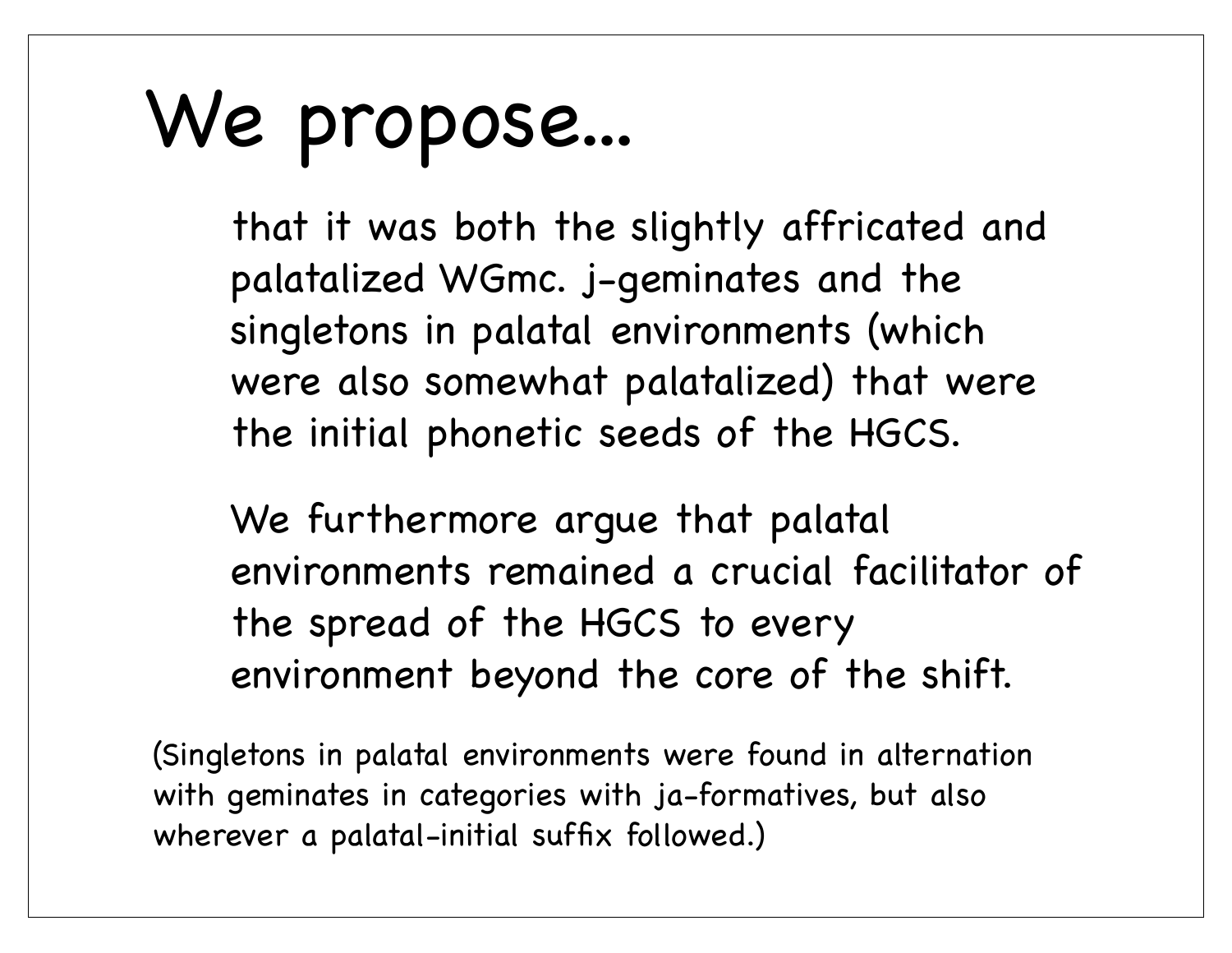# We propose...

that it was both the slightly affricated and palatalized WGmc. j-geminates and the singletons in palatal environments (which were also somewhat palatalized) that were the initial phonetic seeds of the HGCS.

We furthermore argue that palatal environments remained a crucial facilitator of the spread of the HGCS to every environment beyond the core of the shift.

(Singletons in palatal environments were found in alternation with geminates in categories with ja-formatives, but also wherever a palatal-initial suffix followed.)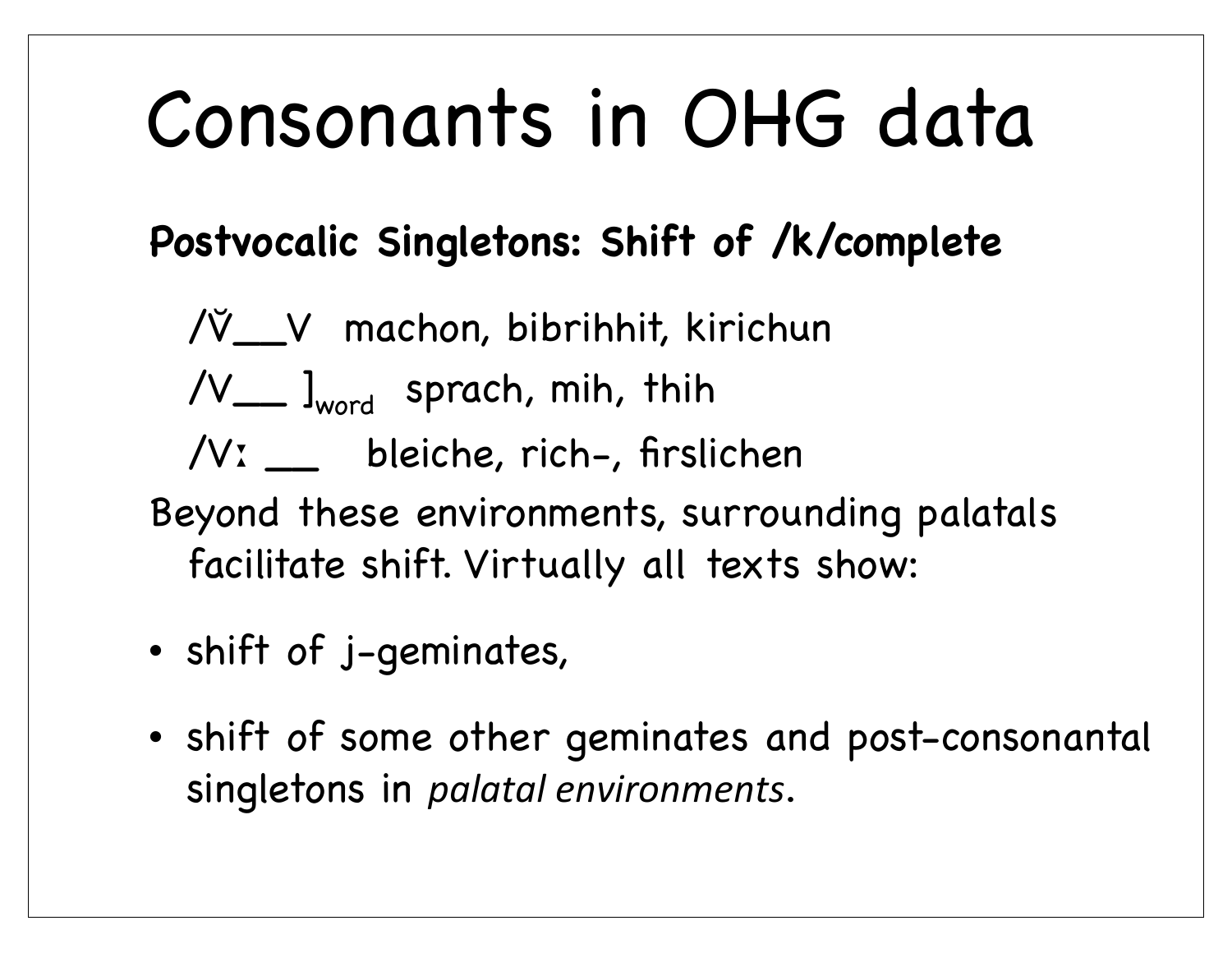# Consonants in OHG data

**Postvocalic Singletons: Shift of /k/complete**

/V̆__V   machon, bibrihhit, kirichun

/V__ $]_{word}$   sprach, mih, thih

/Vː __   bleiche, rich-, firslichen

Beyond these environments, surrounding palatals facilitate shift. Virtually all texts show:

- shift of j-geminates,
- shift of some other geminates and post-consonantal singletons in *palatal environments*.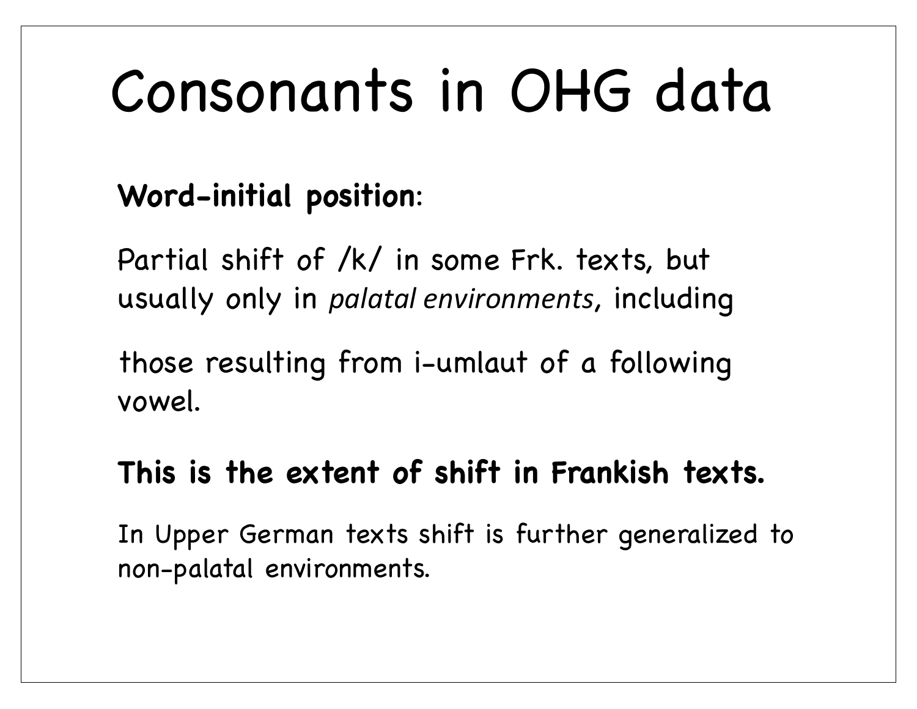# Consonants in OHG data

**Word-initial position**:

Partial shift of /k/ in some Frk. texts, but usually only in *palatal environments*, including

those resulting from i-umlaut of a following vowel.

**This is the extent of shift in Frankish texts.**

In Upper German texts shift is further generalized to non-palatal environments.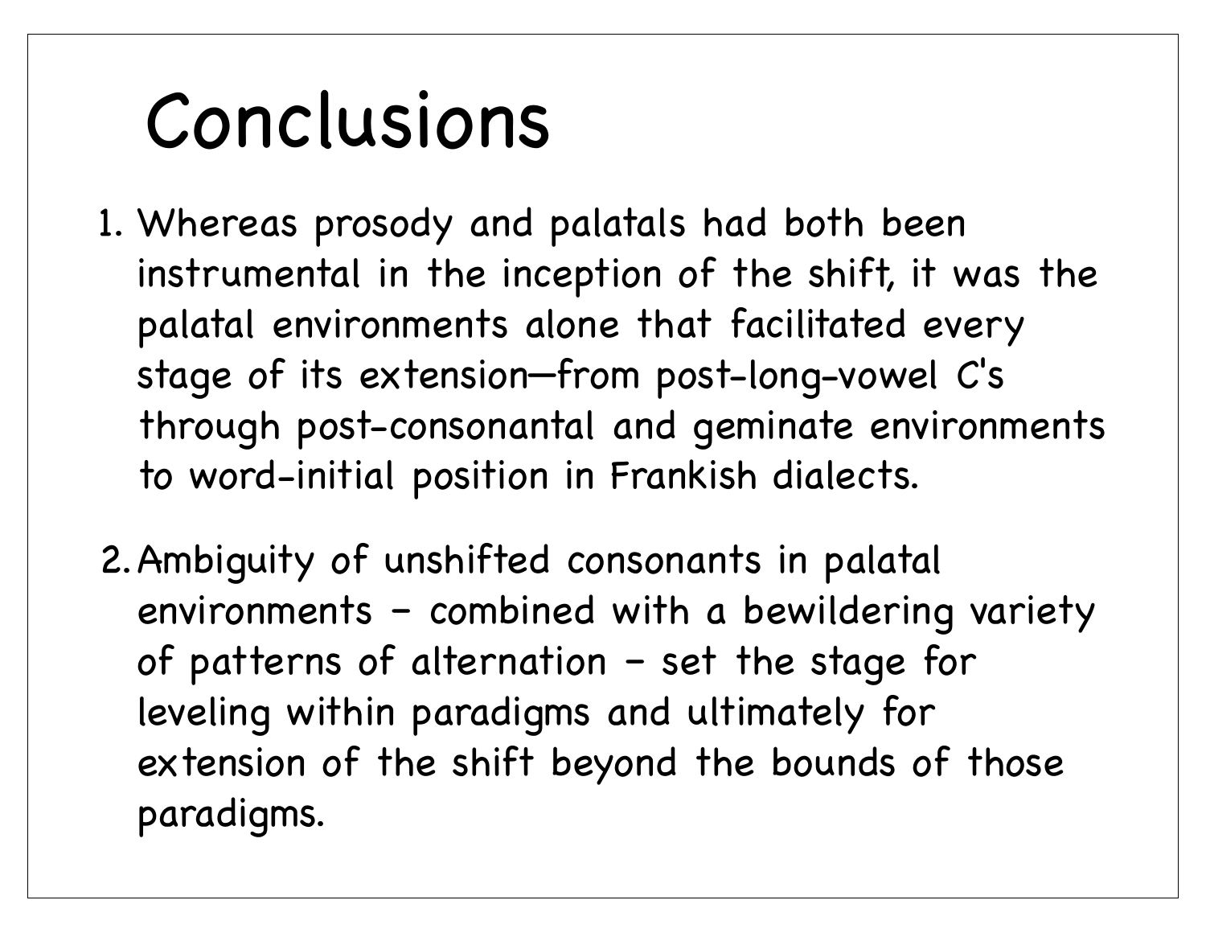# Conclusions

1. Whereas prosody and palatals had both been instrumental in the inception of the shift, it was the palatal environments alone that facilitated every stage of its extension—from post-long-vowel C's through post-consonantal and geminate environments to word-initial position in Frankish dialects.

2. Ambiguity of unshifted consonants in palatal environments – combined with a bewildering variety of patterns of alternation – set the stage for leveling within paradigms and ultimately for extension of the shift beyond the bounds of those paradigms.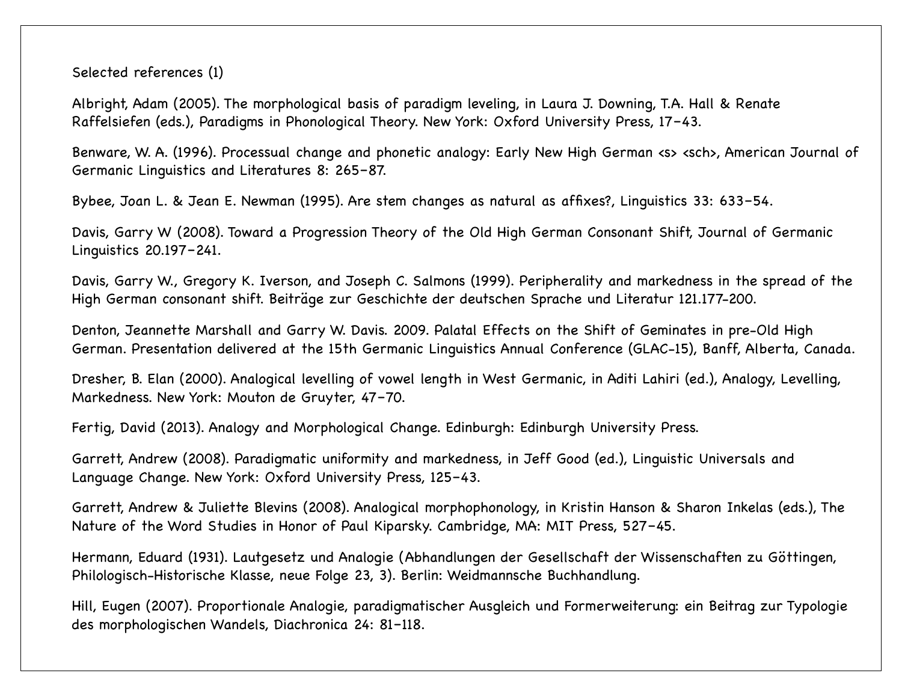Selected references (1)

Albright, Adam (2005). The morphological basis of paradigm leveling, in Laura J. Downing, T.A. Hall & Renate Raffelsiefen (eds.), Paradigms in Phonological Theory. New York: Oxford University Press, 17–43.

Benware, W. A. (1996). Processual change and phonetic analogy: Early New High German <s> <sch>, American Journal of Germanic Linguistics and Literatures 8: 265–87.

Bybee, Joan L. & Jean E. Newman (1995). Are stem changes as natural as affixes?, Linguistics 33: 633–54.

Davis, Garry W (2008). Toward a Progression Theory of the Old High German Consonant Shift, Journal of Germanic Linguistics 20.197–241.

Davis, Garry W., Gregory K. Iverson, and Joseph C. Salmons (1999). Peripherality and markedness in the spread of the High German consonant shift. Beiträge zur Geschichte der deutschen Sprache und Literatur 121.177-200.

Denton, Jeannette Marshall and Garry W. Davis. 2009. Palatal Effects on the Shift of Geminates in pre-Old High German. Presentation delivered at the 15th Germanic Linguistics Annual Conference (GLAC-15), Banff, Alberta, Canada.

Dresher, B. Elan (2000). Analogical levelling of vowel length in West Germanic, in Aditi Lahiri (ed.), Analogy, Levelling, Markedness. New York: Mouton de Gruyter, 47–70.

Fertig, David (2013). Analogy and Morphological Change. Edinburgh: Edinburgh University Press.

Garrett, Andrew (2008). Paradigmatic uniformity and markedness, in Jeff Good (ed.), Linguistic Universals and Language Change. New York: Oxford University Press, 125–43.

Garrett, Andrew & Juliette Blevins (2008). Analogical morphophonology, in Kristin Hanson & Sharon Inkelas (eds.), The Nature of the Word Studies in Honor of Paul Kiparsky. Cambridge, MA: MIT Press, 527–45.

Hermann, Eduard (1931). Lautgesetz und Analogie (Abhandlungen der Gesellschaft der Wissenschaften zu Göttingen, Philologisch-Historische Klasse, neue Folge 23, 3). Berlin: Weidmannsche Buchhandlung.

Hill, Eugen (2007). Proportionale Analogie, paradigmatischer Ausgleich und Formerweiterung: ein Beitrag zur Typologie des morphologischen Wandels, Diachronica 24: 81–118.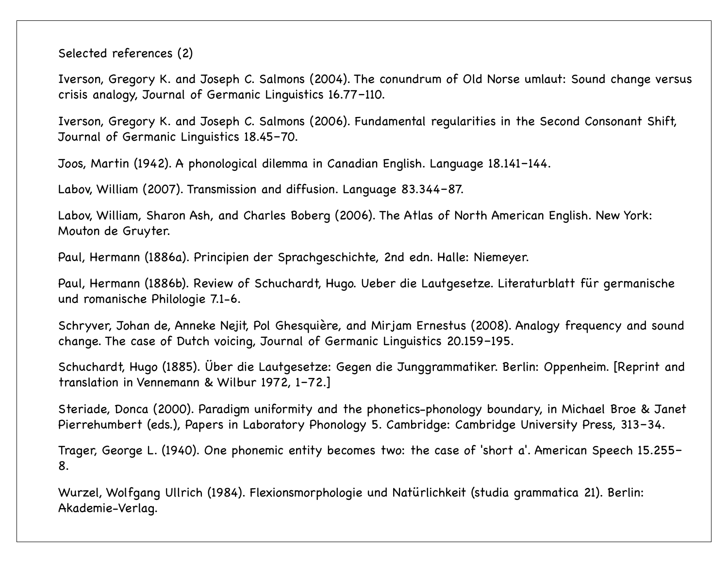Selected references (2)

Iverson, Gregory K. and Joseph C. Salmons (2004). The conundrum of Old Norse umlaut: Sound change versus crisis analogy, Journal of Germanic Linguistics 16.77–110.

Iverson, Gregory K. and Joseph C. Salmons (2006). Fundamental regularities in the Second Consonant Shift, Journal of Germanic Linguistics 18.45–70.

Joos, Martin (1942). A phonological dilemma in Canadian English. Language 18.141–144.

Labov, William (2007). Transmission and diffusion. Language 83.344–87.

Labov, William, Sharon Ash, and Charles Boberg (2006). The Atlas of North American English. New York: Mouton de Gruyter.

Paul, Hermann (1886a). Principien der Sprachgeschichte, 2nd edn. Halle: Niemeyer.

Paul, Hermann (1886b). Review of Schuchardt, Hugo. Ueber die Lautgesetze. Literaturblatt für germanische und romanische Philologie 7.1-6.

Schryver, Johan de, Anneke Nejit, Pol Ghesquière, and Mirjam Ernestus (2008). Analogy frequency and sound change. The case of Dutch voicing, Journal of Germanic Linguistics 20.159–195.

Schuchardt, Hugo (1885). Über die Lautgesetze: Gegen die Junggrammatiker. Berlin: Oppenheim. [Reprint and translation in Vennemann & Wilbur 1972, 1–72.]

Steriade, Donca (2000). Paradigm uniformity and the phonetics-phonology boundary, in Michael Broe & Janet Pierrehumbert (eds.), Papers in Laboratory Phonology 5. Cambridge: Cambridge University Press, 313–34.

Trager, George L. (1940). One phonemic entity becomes two: the case of 'short a'. American Speech 15.255–8.

Wurzel, Wolfgang Ullrich (1984). Flexionsmorphologie und Natürlichkeit (studia grammatica 21). Berlin: Akademie-Verlag.